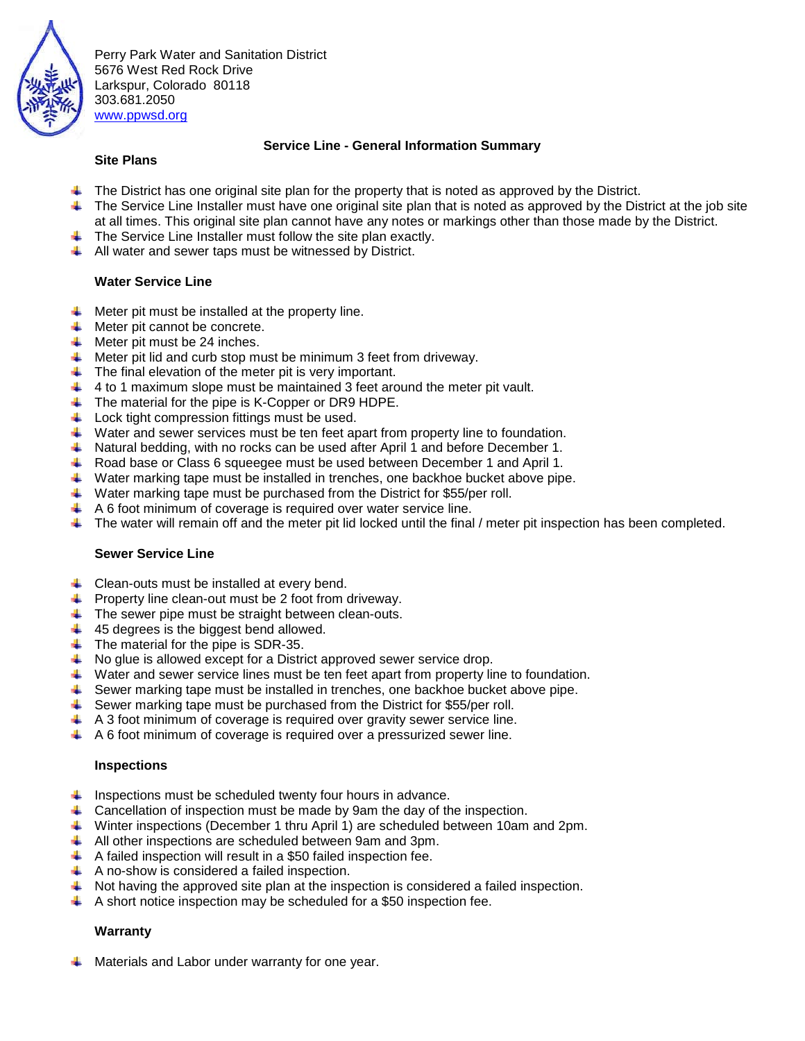Perry Park Water and Sanitation District
5676 West Red Rock Drive
Larkspur, Colorado 80118
303.681.2050
www.ppwsd.org

## Service Line - General Information Summary

### Site Plans

- The District has one original site plan for the property that is noted as approved by the District.
- The Service Line Installer must have one original site plan that is noted as approved by the District at the job site at all times. This original site plan cannot have any notes or markings other than those made by the District.
- The Service Line Installer must follow the site plan exactly.
- All water and sewer taps must be witnessed by District.

### Water Service Line

- Meter pit must be installed at the property line.
- Meter pit cannot be concrete.
- Meter pit must be 24 inches.
- Meter pit lid and curb stop must be minimum 3 feet from driveway.
- The final elevation of the meter pit is very important.
- 4 to 1 maximum slope must be maintained 3 feet around the meter pit vault.
- The material for the pipe is K-Copper or DR9 HDPE.
- Lock tight compression fittings must be used.
- Water and sewer services must be ten feet apart from property line to foundation.
- Natural bedding, with no rocks can be used after April 1 and before December 1.
- Road base or Class 6 squeegee must be used between December 1 and April 1.
- Water marking tape must be installed in trenches, one backhoe bucket above pipe.
- Water marking tape must be purchased from the District for $55/per roll.
- A 6 foot minimum of coverage is required over water service line.
- The water will remain off and the meter pit lid locked until the final / meter pit inspection has been completed.

### Sewer Service Line

- Clean-outs must be installed at every bend.
- Property line clean-out must be 2 foot from driveway.
- The sewer pipe must be straight between clean-outs.
- 45 degrees is the biggest bend allowed.
- The material for the pipe is SDR-35.
- No glue is allowed except for a District approved sewer service drop.
- Water and sewer service lines must be ten feet apart from property line to foundation.
- Sewer marking tape must be installed in trenches, one backhoe bucket above pipe.
- Sewer marking tape must be purchased from the District for $55/per roll.
- A 3 foot minimum of coverage is required over gravity sewer service line.
- A 6 foot minimum of coverage is required over a pressurized sewer line.

### Inspections

- Inspections must be scheduled twenty four hours in advance.
- Cancellation of inspection must be made by 9am the day of the inspection.
- Winter inspections (December 1 thru April 1) are scheduled between 10am and 2pm.
- All other inspections are scheduled between 9am and 3pm.
- A failed inspection will result in a $50 failed inspection fee.
- A no-show is considered a failed inspection.
- Not having the approved site plan at the inspection is considered a failed inspection.
- A short notice inspection may be scheduled for a $50 inspection fee.

### Warranty

- Materials and Labor under warranty for one year.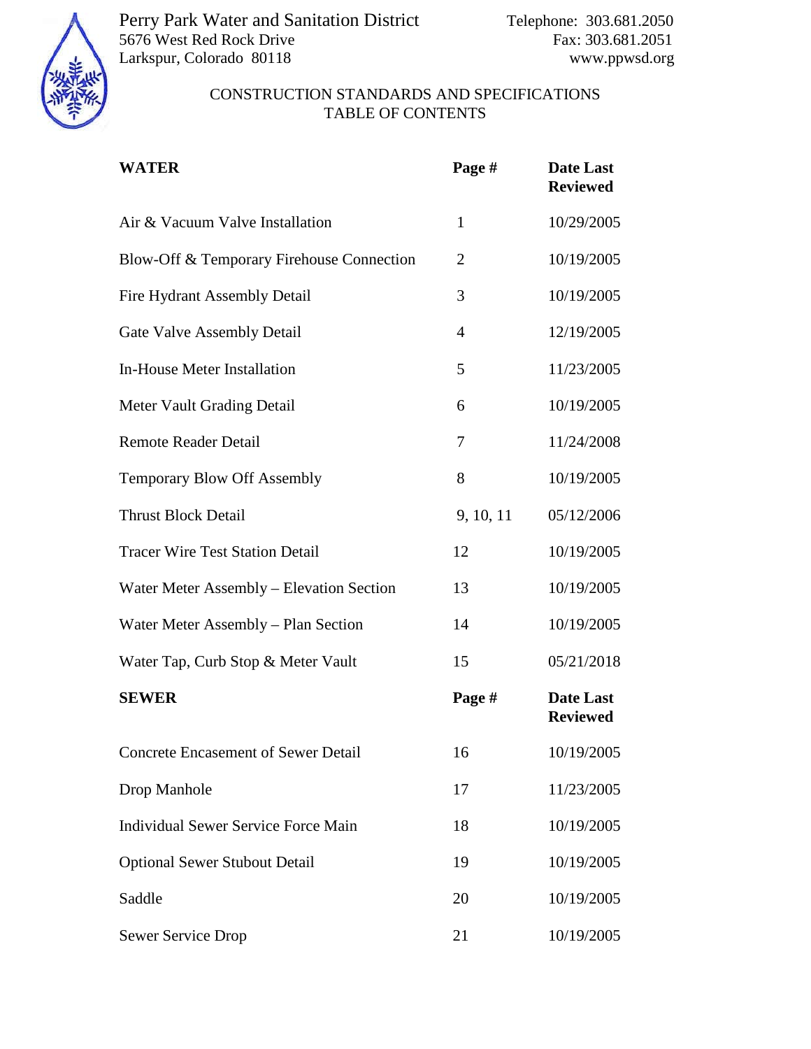Perry Park Water and Sanitation District
5676 West Red Rock Drive
Larkspur, Colorado 80118

Telephone: 303.681.2050
Fax: 303.681.2051
www.ppwsd.org

# CONSTRUCTION STANDARDS AND SPECIFICATIONS
## TABLE OF CONTENTS

| **WATER** | **Page #** | **Date Last Reviewed** |
|---|---|---|
| Air & Vacuum Valve Installation | 1 | 10/29/2005 |
| Blow-Off & Temporary Firehouse Connection | 2 | 10/19/2005 |
| Fire Hydrant Assembly Detail | 3 | 10/19/2005 |
| Gate Valve Assembly Detail | 4 | 12/19/2005 |
| In-House Meter Installation | 5 | 11/23/2005 |
| Meter Vault Grading Detail | 6 | 10/19/2005 |
| Remote Reader Detail | 7 | 11/24/2008 |
| Temporary Blow Off Assembly | 8 | 10/19/2005 |
| Thrust Block Detail | 9, 10, 11 | 05/12/2006 |
| Tracer Wire Test Station Detail | 12 | 10/19/2005 |
| Water Meter Assembly – Elevation Section | 13 | 10/19/2005 |
| Water Meter Assembly – Plan Section | 14 | 10/19/2005 |
| Water Tap, Curb Stop & Meter Vault | 15 | 05/21/2018 |

| **SEWER** | **Page #** | **Date Last Reviewed** |
|---|---|---|
| Concrete Encasement of Sewer Detail | 16 | 10/19/2005 |
| Drop Manhole | 17 | 11/23/2005 |
| Individual Sewer Service Force Main | 18 | 10/19/2005 |
| Optional Sewer Stubout Detail | 19 | 10/19/2005 |
| Saddle | 20 | 10/19/2005 |
| Sewer Service Drop | 21 | 10/19/2005 |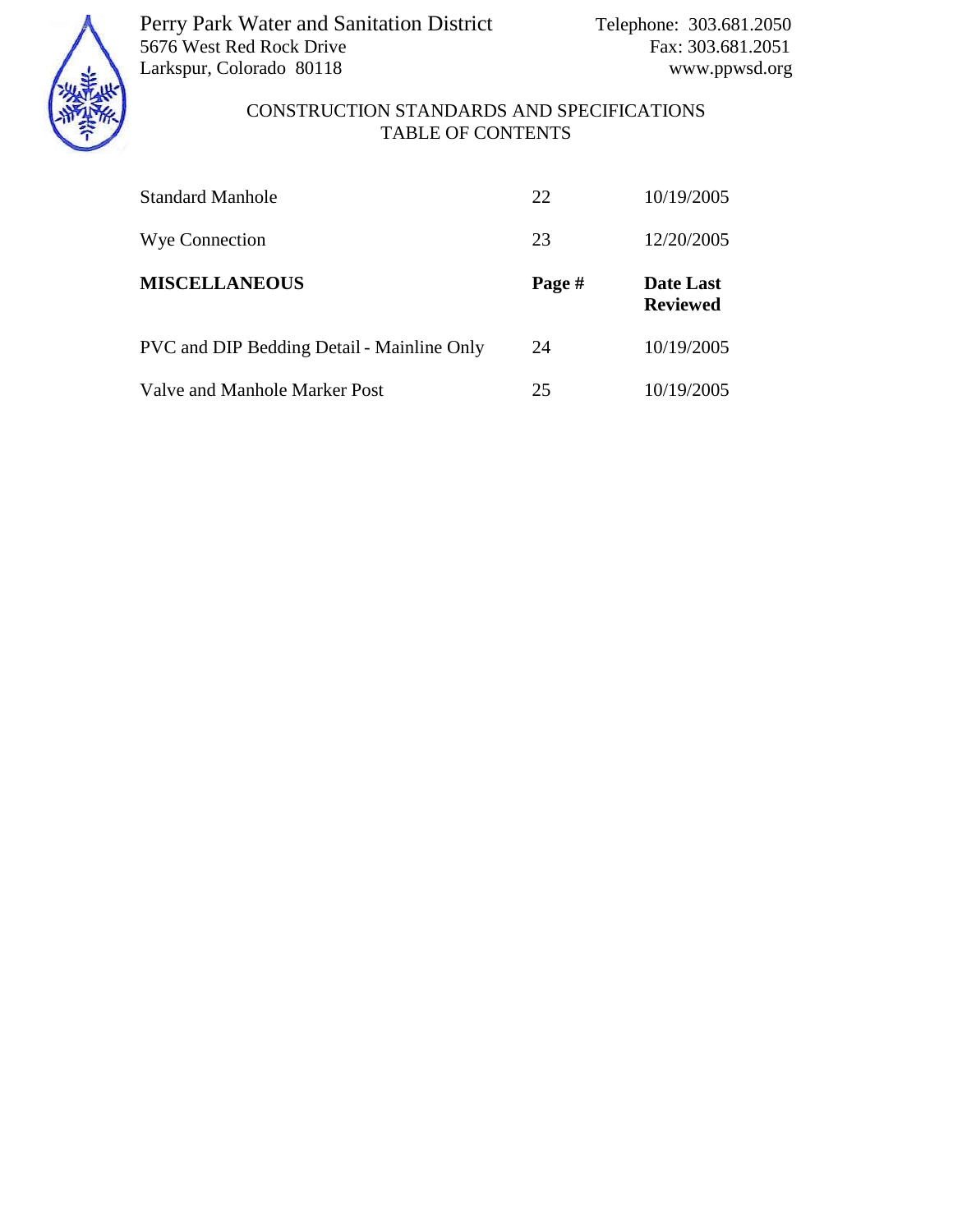Perry Park Water and Sanitation District
5676 West Red Rock Drive
Larkspur, Colorado 80118

Telephone: 303.681.2050
Fax: 303.681.2051
www.ppwsd.org

CONSTRUCTION STANDARDS AND SPECIFICATIONS
TABLE OF CONTENTS

| | | |
|---|---|---|
| Standard Manhole | 22 | 10/19/2005 |
| Wye Connection | 23 | 12/20/2005 |
| **MISCELLANEOUS** | **Page #** | **Date Last Reviewed** |
| PVC and DIP Bedding Detail - Mainline Only | 24 | 10/19/2005 |
| Valve and Manhole Marker Post | 25 | 10/19/2005 |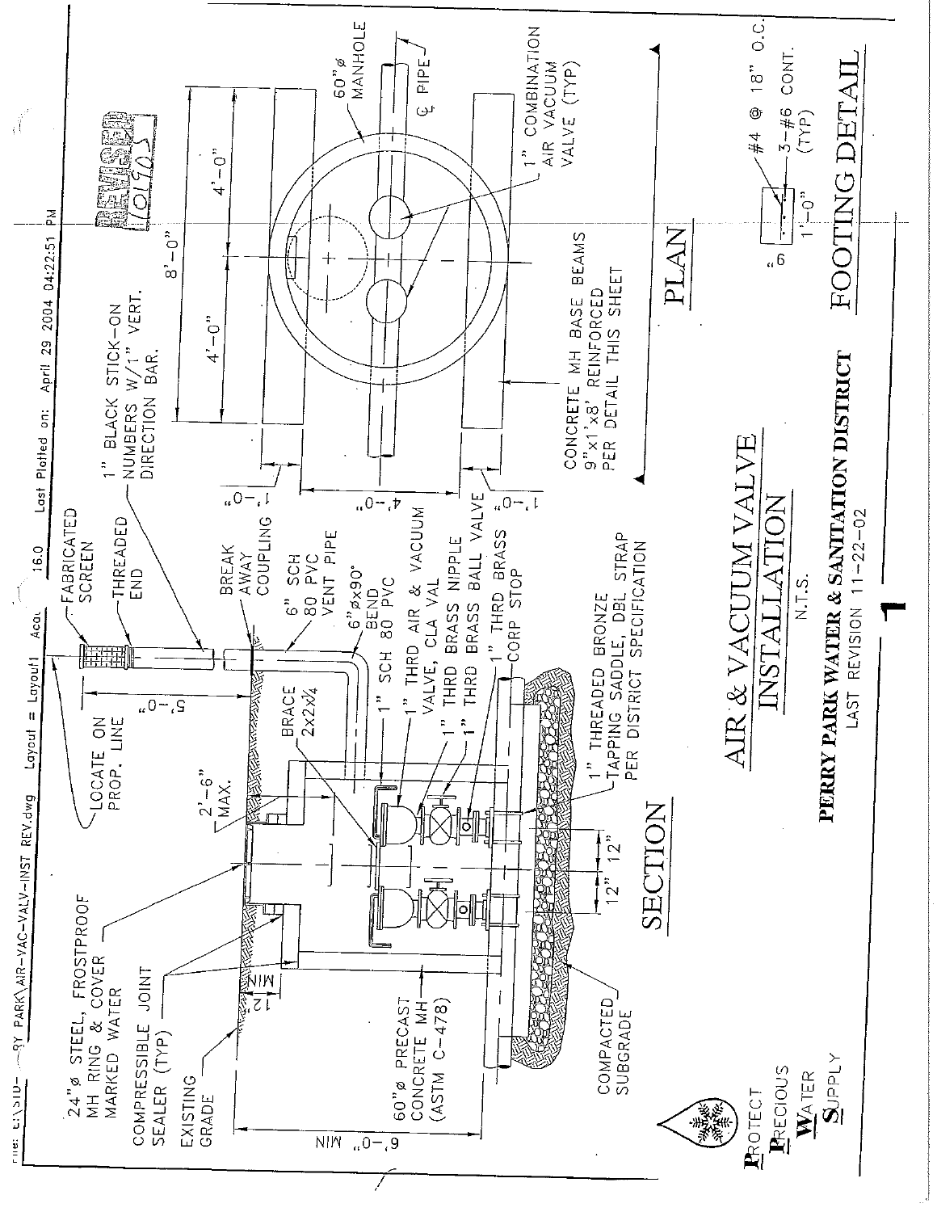File: E:\STD- ...RY PARK\AIR-VAC-VALV-INST REV.dwg Layout = Layout1 Acad 16.0 Last Plotted on: April 29 2004 04:22:51 PM

REVISED 1/01/05

LOCATE ON PROP. LINE

FABRICATED SCREEN

THREADED END

1" BLACK STICK-ON NUMBERS W/1" VERT. DIRECTION BAR.

BREAK AWAY COUPLING

6" SCH 80 PVC VENT PIPE

6"ø x 90° BEND SCH 80 PVC

1" SCH 80 PVC

1" THRD AIR & VACUUM VALVE, CLA VAL

1" THRD BRASS NIPPLE

1" THRD BRASS BALL VALVE

1" THRD BRASS CORP STOP

1" THREADED BRONZE TAPPING SADDLE, DBL STRAP PER DISTRICT SPECIFICATION

BRACE 2x2x¼

5'-0"

2'-6" MAX.

24"ø STEEL, FROSTPROOF MH RING & COVER MARKED WATER

COMPRESSIBLE JOINT SEALER (TYP)

EXISTING GRADE

12" MIN

6'-0" MIN

60"ø PRECAST CONCRETE MH (ASTM C-478)

COMPACTED SUBGRADE

12" 12"

## SECTION

60"ø MANHOLE

℄ PIPE

1" COMBINATION AIR VACUUM VALVE (TYP)

8'-0"

4'-0" 4'-0"

1'-0" 4'-0" 1'-0"

CONCRETE MH BASE BEAMS 9"x1'x8' REINFORCED PER DETAIL THIS SHEET

## PLAN

#4 @ 18" O.C.

3-#6 CONT. (TYP)

9"

1'-0"

## FOOTING DETAIL

# AIR & VACUUM VALVE INSTALLATION

N.T.S.

**PERRY PARK WATER & SANITATION DISTRICT**

LAST REVISION 11-22-02

1

Protect Precious Water Supply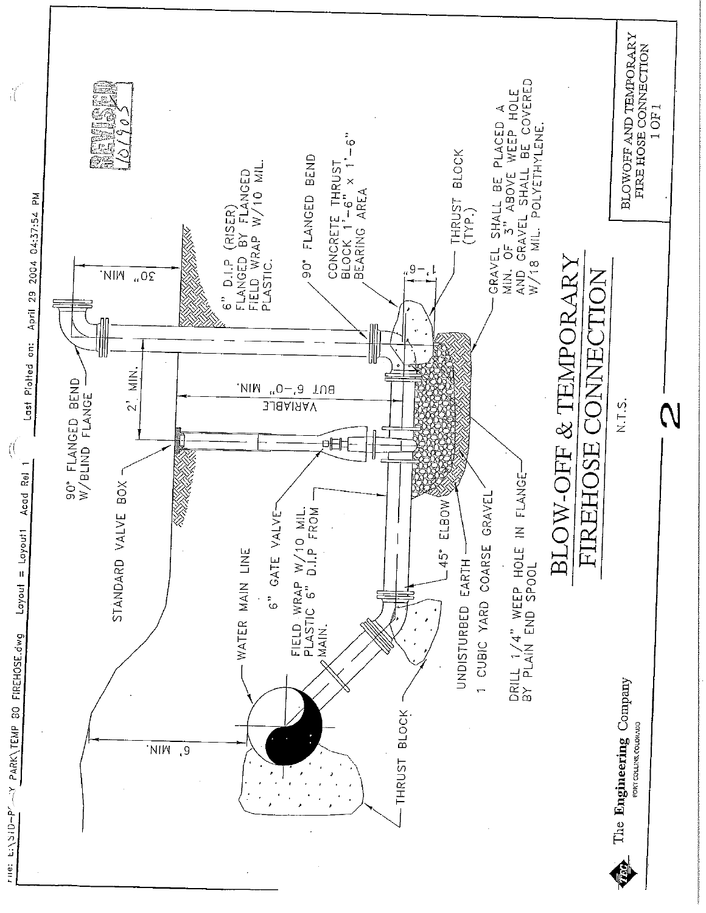File: E:\SID-P... Y PARK\TEMP 80 FIREHOSE.dwg Layout = Layout1 Acad Rel 1 Last Plotted on: April 29 2004 04:37:54 PM

REVISED 10/9/03

90° FLANGED BEND W/BLIND FLANGE

30" MIN.

2' MIN.

6" D.I.P (RISER) FLANGED BY FLANGED FIELD WRAP W/10 MIL. PLASTIC.

90° FLANGED BEND

CONCRETE THRUST BLOCK 1'-6" x 1'-6" BEARING AREA

THRUST BLOCK (TYP.)

1'-6"

GRAVEL SHALL BE PLACED A MIN. OF 3" ABOVE WEEP HOLE AND GRAVEL SHALL BE COVERED W/18 MIL. POLYETHYLENE.

STANDARD VALVE BOX

VARIABLE BUT 6'-0" MIN.

WATER MAIN LINE

6" GATE VALVE

FIELD WRAP W/10 MIL. PLASTIC 6" D.I.P FROM MAIN.

6' MIN.

THRUST BLOCK

45° ELBOW

UNDISTURBED EARTH

1 CUBIC YARD COARSE GRAVEL

DRILL 1/4" WEEP HOLE IN FLANGE BY PLAIN END SPOOL

# BLOW-OFF & TEMPORARY FIREHOSE CONNECTION

N.T.S.

2

The Engineering Company
FORT COLLINS, COLORADO

BLOWOFF AND TEMPORARY FIRE HOSE CONNECTION
1 OF 1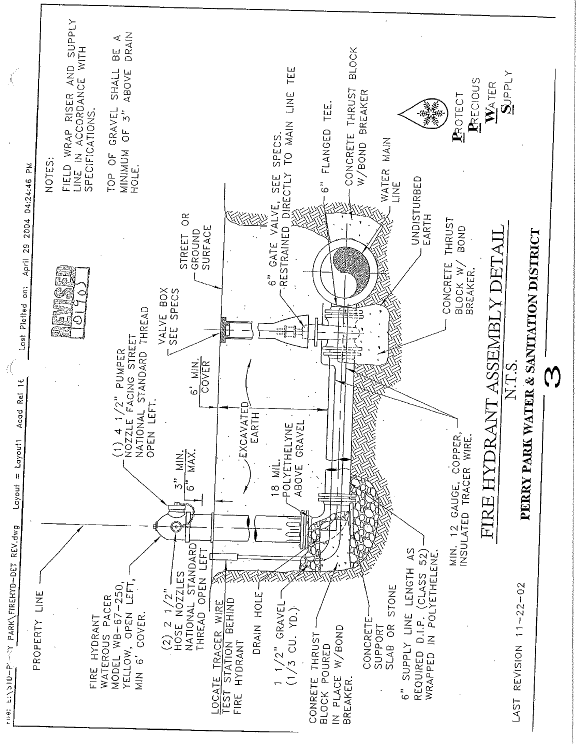File: E:\SID-P... PARK\FIREHYD-DET REV.dwg  Layout = Layout1  Acad Rel 16  Last Plotted on: April 29 2004 04:24:46 PM

REVISED 01/05

# FIRE HYDRANT ASSEMBLY DETAIL

N.T.S.

**PERRY PARK WATER & SANITATION DISTRICT**

3

NOTES:

FIELD WRAP RISER AND SUPPLY LINE IN ACCORDANCE WITH SPECIFICATIONS.

TOP OF GRAVEL SHALL BE A MINIMUM OF 3" ABOVE DRAIN HOLE.

PROPERTY LINE

FIRE HYDRANT WATEROUS PACER MODEL WB-67-250, YELLOW, OPEN LEFT, MIN 6' COVER.

(2) 2 1/2" HOSE NOZZLES NATIONAL STANDARD THREAD OPEN LEFT

(1) 4 1/2" PUMPER NOZZLE FACING STREET NATIONAL STANDARD THREAD OPEN LEFT.

3" MIN. 6" MAX.

LOCATE TRACER WIRE TEST STATION BEHIND FIRE HYDRANT

DRAIN HOLE

1 1/2" GRAVEL (1/3 CU. YD.)

CONRETE THRUST BLOCK POURED IN PLACE W/BOND BREAKER.

CONCRETE SUPPORT SLAB OR STONE

6" SUPPLY LINE LENGTH AS REQUIRED D.I.P. (CLASS 52) WRAPPED IN POLYETHELENE.

MIN. 12 GAUGE, COPPER, INSULATED TRACER WIRE.

18 MIL. POLYETHELYNE ABOVE GRAVEL

EXCAVATED EARTH

6' MIN. COVER

VALVE BOX SEE SPECS

STREET OR GROUND SURFACE

6" GATE VALVE, SEE SPECS. RESTRAINED DIRECTLY TO MAIN LINE TEE

6" FLANGED TEE.

CONCRETE THRUST BLOCK W/BOND BREAKER

WATER MAIN LINE

UNDISTURBED EARTH

CONCRETE THRUST BLOCK W/ BOND BREAKER.

**P**ROTECT **P**RECIOUS **W**ATER **S**UPPLY

LAST REVISION 11-22-02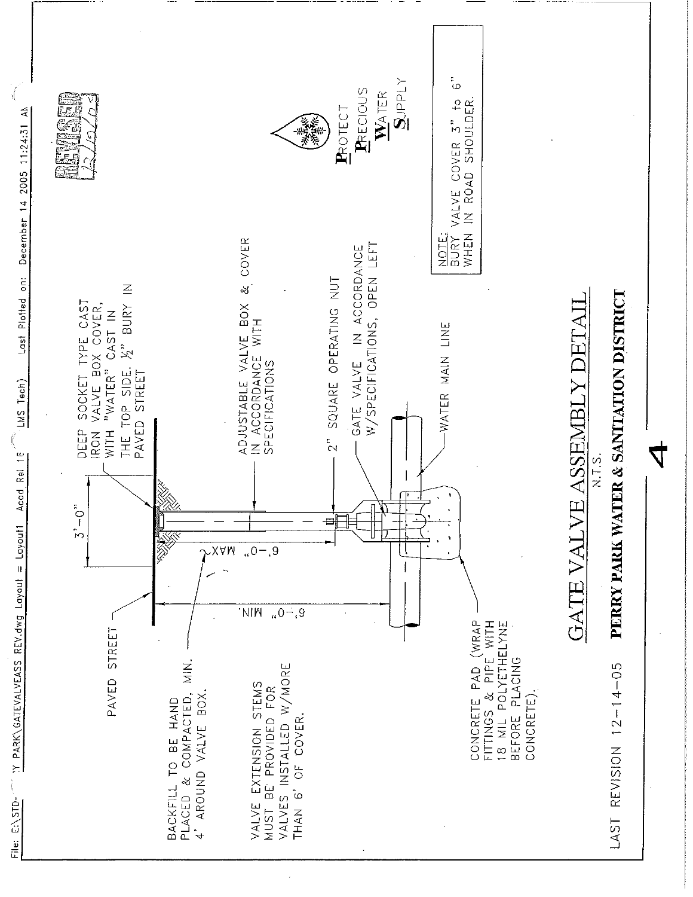File: E:\STD-PERRY PARK\GATEVALVEASS REV.dwg Layout = Layout1 Acad Rel 16 (LMS Tech) Last Plotted on: December 14 2005 11:24:31 AM

REVISED 12/12/05

PAVED STREET

3'-0"

DEEP SOCKET TYPE CAST IRON VALVE BOX COVER, WITH "WATER" CAST IN THE TOP SIDE. ½" BURY IN PAVED STREET

BACKFILL TO BE HAND PLACED & COMPACTED, MIN. 4' AROUND VALVE BOX.

6'-0" MAX

6'-0" MIN.

ADJUSTABLE VALVE BOX & COVER IN ACCORDANCE WITH SPECIFICATIONS

2" SQUARE OPERATING NUT

GATE VALVE IN ACCORDANCE W/SPECIFICATIONS, OPEN LEFT

WATER MAIN LINE

VALVE EXTENSION STEMS MUST BE PROVIDED FOR VALVES INSTALLED W/MORE THAN 6' OF COVER.

CONCRETE PAD (WRAP FITTINGS & PIPE WITH 18 MIL POLYETHELYNE BEFORE PLACING CONCRETE).

**P**ROTECT **P**RECIOUS **W**ATER **S**UPPLY

NOTE:
BURY VALVE COVER 3" to 6" WHEN IN ROAD SHOULDER.

# GATE VALVE ASSEMBLY DETAIL

N.T.S.

**PERRY PARK WATER & SANITATION DISTRICT**

LAST REVISION 12-14-05

4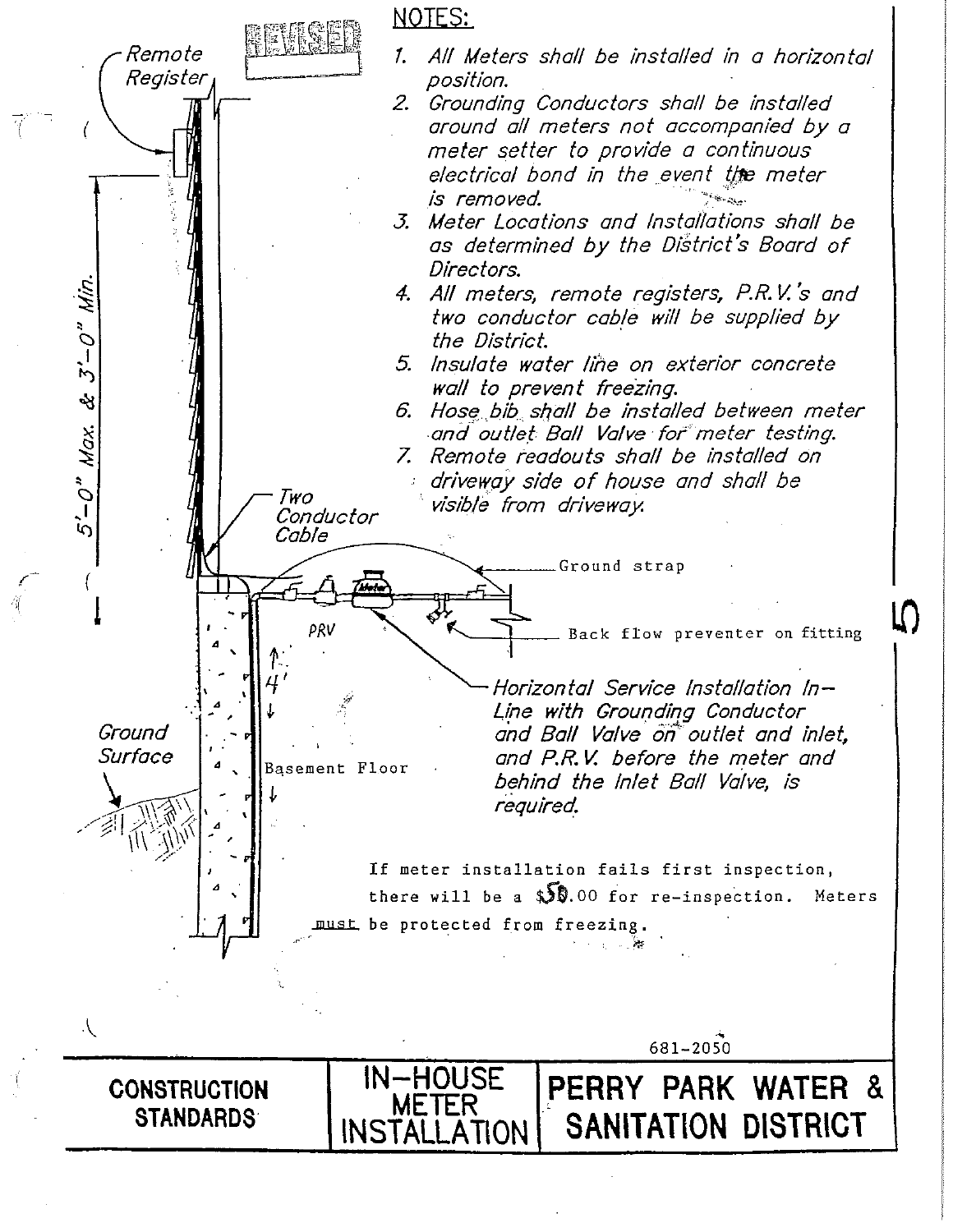## NOTES:

1. *All Meters shall be installed in a horizontal position.*
2. *Grounding Conductors shall be installed around all meters not accompanied by a meter setter to provide a continuous electrical bond in the event the meter is removed.*
3. *Meter Locations and Installations shall be as determined by the District's Board of Directors.*
4. *All meters, remote registers, P.R.V.'s and two conductor cable will be supplied by the District.*
5. *Insulate water line on exterior concrete wall to prevent freezing.*
6. *Hose bib shall be installed between meter and outlet Ball Valve for meter testing.*
7. *Remote readouts shall be installed on driveway side of house and shall be visible from driveway.*

*Remote Register*

*5'-0" Max. & 3'-0" Min.*

*Two Conductor Cable*

Ground strap

Meter

PRV

4'

Back flow preventer on fitting

*Horizontal Service Installation In-Line with Grounding Conductor and Ball Valve on outlet and inlet, and P.R.V. before the meter and behind the Inlet Ball Valve, is required.*

*Ground Surface*

Basement Floor

If meter installation fails first inspection, there will be a $50.00 for re-inspection. Meters <u>must</u> be protected from freezing.

681-2050

| **CONSTRUCTION STANDARDS** | IN-HOUSE METER INSTALLATION | **PERRY PARK WATER & SANITATION DISTRICT** |
| --- | --- | --- |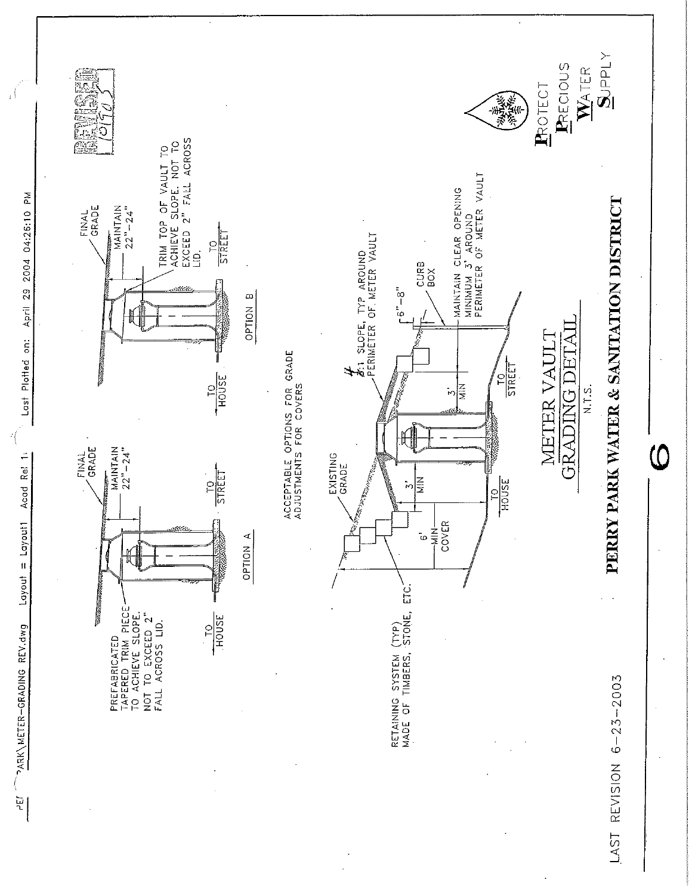PERRY PARK\METER-GRADING REV.dwg Layout = Layout1 Acad Rel 1. Last Plotted on: April 29 2004 04:26:10 PM

REVISED 10/7/05

FINAL GRADE

MAINTAIN 22"-24"

PREFABRICATED TAPERED TRIM PIECE TO ACHIEVE SLOPE. NOT TO EXCEED 2" FALL ACROSS LID.

TO HOUSE

TO STREET

OPTION A

FINAL GRADE

MAINTAIN 22"-24"

TRIM TOP OF VAULT TO ACHIEVE SLOPE. NOT TO EXCEED 2" FALL ACROSS LID.

TO HOUSE

TO STREET

OPTION B

ACCEPTABLE OPTIONS FOR GRADE ADJUSTMENTS FOR COVERS

EXISTING GRADE

RETAINING SYSTEM (TYP) MADE OF TIMBERS, STONE, ETC.

6' MIN COVER

3' MIN

TO HOUSE

4:1 SLOPE, TYP AROUND PERIMETER OF METER VAULT

3' MIN

TO STREET

6"-8"

CURB BOX

MAINTAIN CLEAR OPENING MINIMUM 3' AROUND PERIMETER OF METER VAULT

# METER VAULT GRADING DETAIL

N.T.S.

## PERRY PARK WATER & SANITATION DISTRICT

PROTECT PRECIOUS WATER SUPPLY

6

LAST REVISION 6-23-2003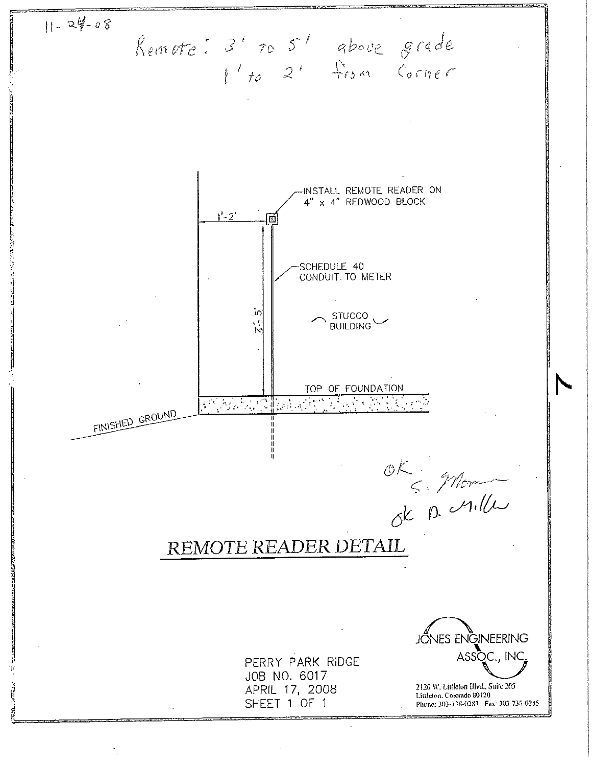11-24-08

Remote: 3' to 5' above grade
1' to 2' from Corner

INSTALL REMOTE READER ON 4" x 4" REDWOOD BLOCK

1'-2'

SCHEDULE 40 CONDUIT. TO METER

3'-5'

STUCCO BUILDING

TOP OF FOUNDATION

FINISHED GROUND

OK S. [signature]

ok D. Miller

## REMOTE READER DETAIL

PERRY PARK RIDGE
JOB NO. 6017
APRIL 17, 2008
SHEET 1 OF 1

JONES ENGINEERING ASSOC., INC.

2120 W. Littleton Blvd., Suite 205
Littleton, Colorado 80120
Phone: 303-738-0283 Fax: 303-738-0285

7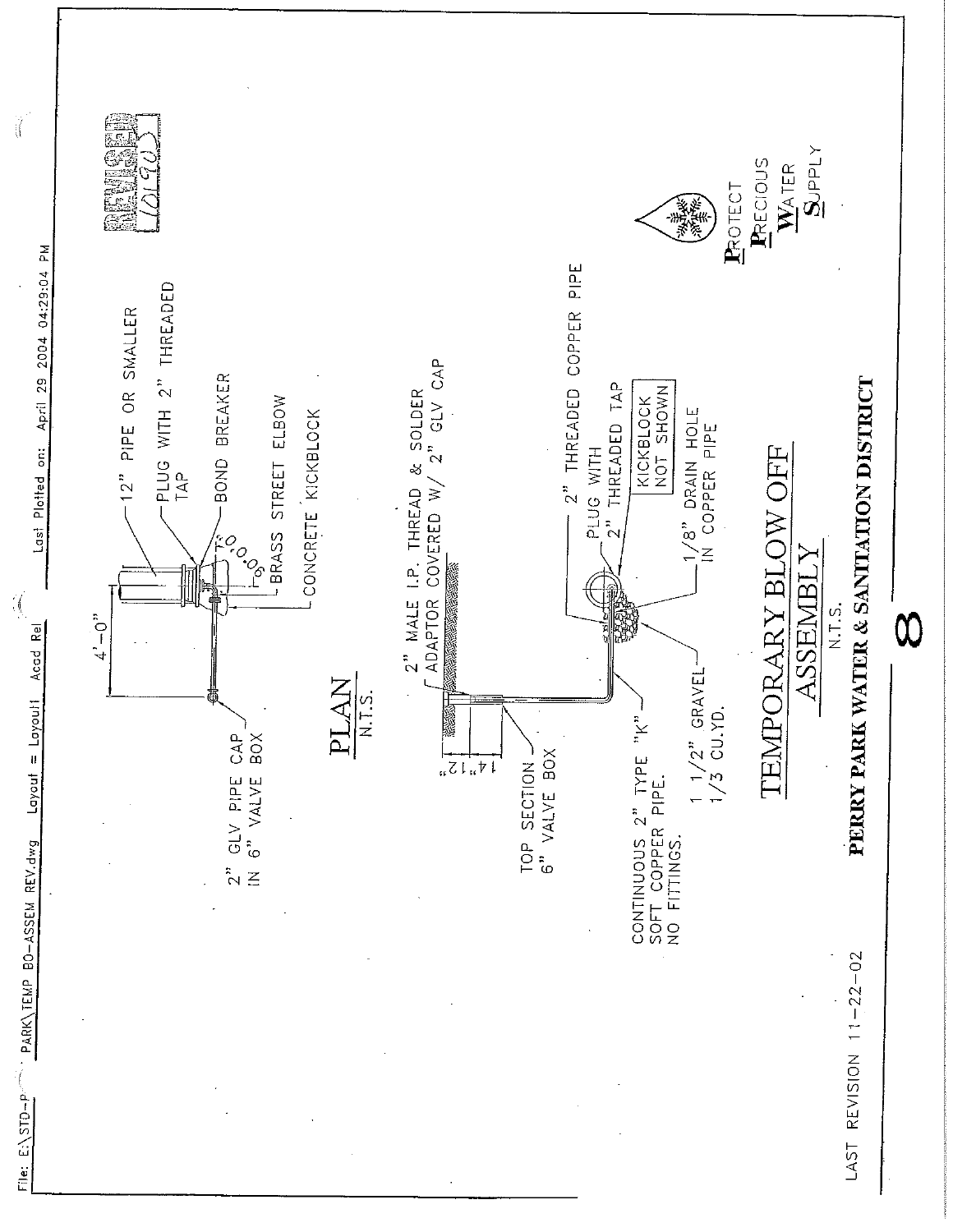File: E:\STD-P... PARK\TEMP BO-ASSEM REV.dwg Layout = Layout1 Acad Rel Last Plotted on: April 29 2004 04:29:04 PM

REVISED 10/9/03

12" PIPE OR SMALLER

PLUG WITH 2" THREADED TAP

BOND BREAKER

BRASS STREET ELBOW

CONCRETE KICKBLOCK

4'-0"

2" GLV PIPE CAP IN 6" VALVE BOX

## PLAN

N.T.S.

2" MALE I.P. THREAD & SOLDER ADAPTOR COVERED W/ 2" GLV CAP

12"

14"

TOP SECTION 6" VALVE BOX

2" THREADED COPPER PIPE

PLUG WITH 2" THREADED TAP

KICKBLOCK NOT SHOWN

1/8" DRAIN HOLE IN COPPER PIPE

CONTINUOUS 2" TYPE "K" SOFT COPPER PIPE. NO FITTINGS.

1 1/2" GRAVEL 1/3 CU.YD.

# TEMPORARY BLOW OFF ASSEMBLY

N.T.S.

PROTECT PRECIOUS WATER SUPPLY

**PERRY PARK WATER & SANITATION DISTRICT**

8

LAST REVISION 11-22-02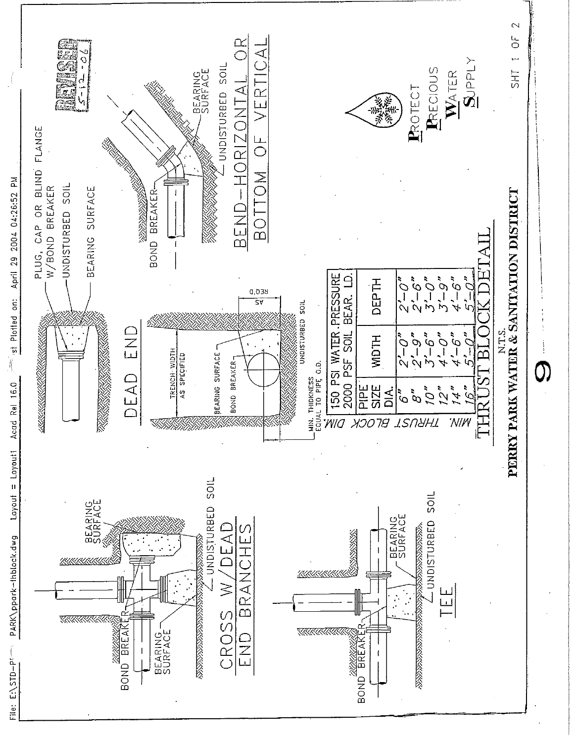File: E:\STD-PF PARK\ppark-thblock.dwg Layout = Layout1 Acad Rel 16.0 Last Plotted on: April 29 2004 04:26:52 PM

REVISED 5-12-06

## CROSS W/DEAD END BRANCHES

BOND BREAKER
BEARING SURFACE
BEARING SURFACE
UNDISTURBED SOIL

## TEE

BOND BREAKER
BEARING SURFACE
UNDISTURBED SOIL

## DEAD END

PLUG, CAP OR BLIND FLANGE W/BOND BREAKER
UNDISTURBED SOIL
BEARING SURFACE

TRENCH WIDTH AS SPECIFIED
BEARING SURFACE
BOND BREAKER
UNDISTURBED SOIL
MIN. THICKNESS EQUAL TO PIPE O.D.
AS REQ'D

## BEND–HORIZONTAL OR BOTTOM OF VERTICAL

BOND BREAKER
BEARING SURFACE
UNDISTURBED SOIL

MIN. THRUST BLOCK DIM.

| PIPE SIZE DIA. | 150 PSI WATER PRESSURE 2000 PSF SOIL BEAR. LD. WIDTH | DEPTH |
|---|---|---|
| 6" | 2'-0" | 2'-0" |
| 8" | 2'-9" | 2'-6" |
| 10" | 3'-6" | 3'-0" |
| 12" | 4'-0" | 3'-9" |
| 14" | 4'-6" | 4'-6" |
| 16" | 5'-0" | 5'-0" |

## THRUST BLOCK DETAIL

N.T.S.

**PERRY PARK WATER & SANITATION DISTRICT**

**P**ROTECT **P**RECIOUS **W**ATER **S**UPPLY

SHT 1 OF 2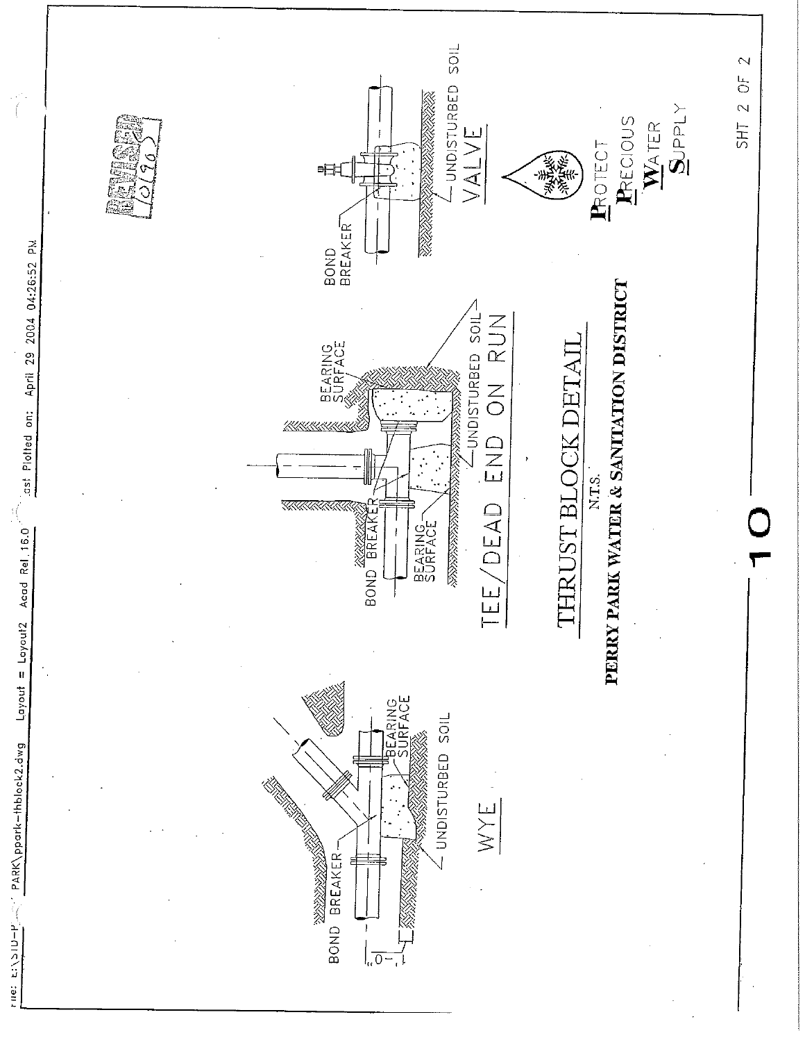File: E:\SID-P... PARK\ppark-thblock2.dwg Layout = Layout2 Acad Rel 16.0 Last Plotted on: April 29 2004 04:26:52 PM

REVISED 10/9/05

BOND BREAKER

BEARING SURFACE

UNDISTURBED SOIL

WYE

BOND BREAKER

BEARING SURFACE

BEARING SURFACE

UNDISTURBED SOIL

UNDISTURBED SOIL

TEE/DEAD END ON RUN

BOND BREAKER

UNDISTURBED SOIL

VALVE

# THRUST BLOCK DETAIL

N.T.S.

**PERRY PARK WATER & SANITATION DISTRICT**

**P**ROTECT
**P**RECIOUS
**W**ATER
**S**UPPLY

SHT 2 OF 2

10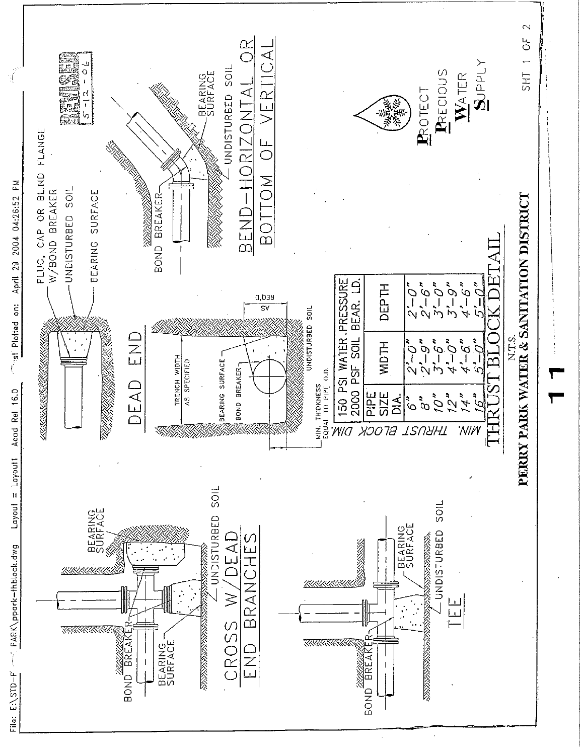File: E:\STD-F PARK\ppark-thblock.dwg Layout = Layout1 Acad Rel 16.0 Last Plotted on: April 29 2004 04:26:52 PM

REVISED 5-12-06

## CROSS W/DEAD END BRANCHES

BEARING SURFACE

BOND BREAKER

BEARING SURFACE

UNDISTURBED SOIL

## TEE

BOND BREAKER

BEARING SURFACE

UNDISTURBED SOIL

## DEAD END

PLUG, CAP OR BLIND FLANGE W/BOND BREAKER

UNDISTURBED SOIL

BEARING SURFACE

TRENCH WIDTH AS SPECIFIED

BEARING SURFACE

BOND BREAKER

MIN. THICKNESS EQUAL TO PIPE O.D.

AS REQ'D

UNDISTURBED SOIL

## BEND-HORIZONTAL OR BOTTOM OF VERTICAL

BOND BREAKER

BEARING SURFACE

UNDISTURBED SOIL

MIN. THRUST BLOCK DIM.

| 150 PSI WATER PRESSURE 2000 PSF SOIL BEAR. LD. | | |
|---|---|---|
| PIPE SIZE DIA. | WIDTH | DEPTH |
| 6" | 2'-0" | 2'-0" |
| 8" | 2'-9" | 2'-6" |
| 10" | 3'-6" | 3'-0" |
| 12" | 4'-0" | 3'-9" |
| 14" | 4'-6" | 4'-6" |
| 16" | 5'-0" | 5'-0" |

# THRUST BLOCK DETAIL

N.T.S.

**PERRY PARK WATER & SANITATION DISTRICT**

**P**ROTECT **P**RECIOUS **W**ATER **S**UPPLY

SHT 1 OF 2

11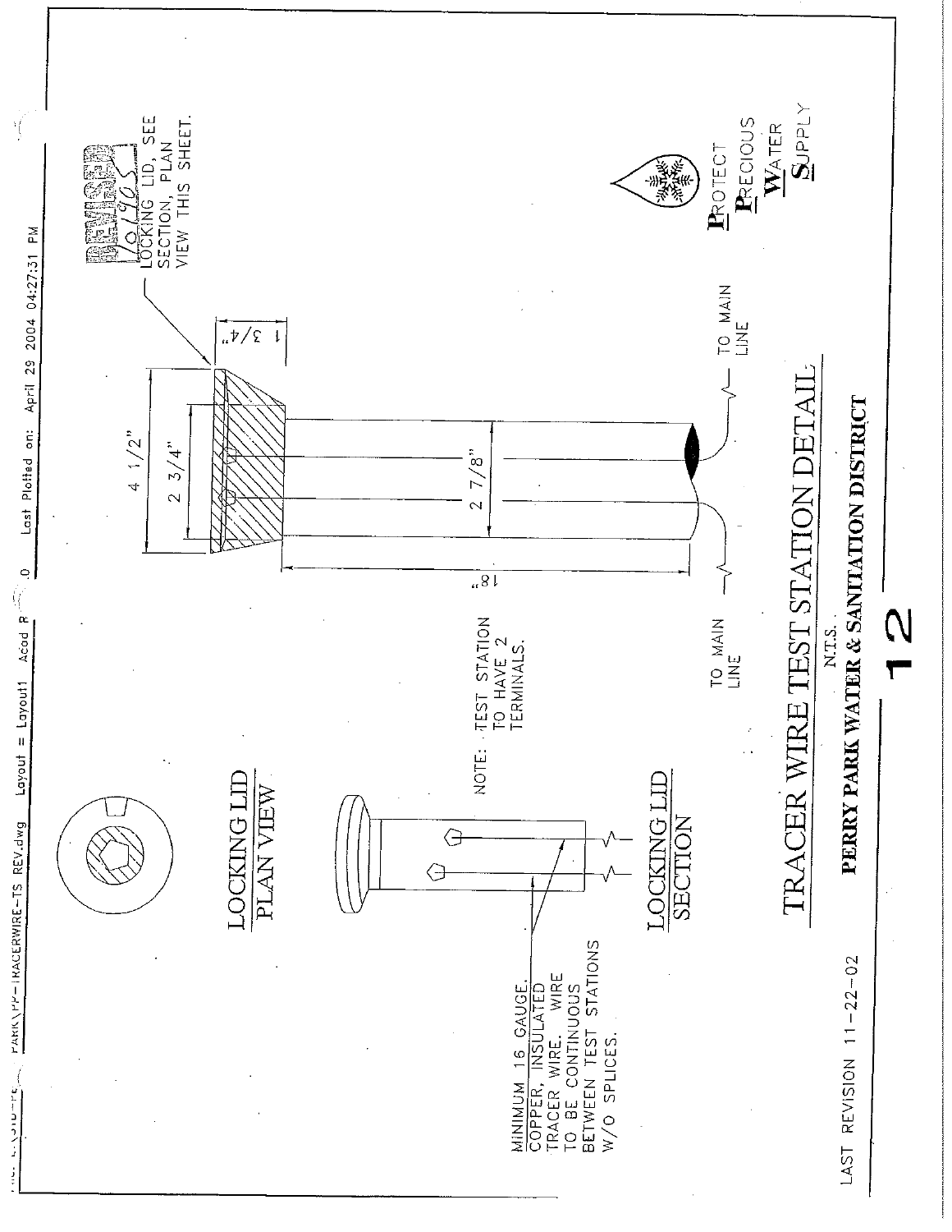FILE: ...PARK\PP-TRACERWIRE-TS REV.dwg  Layout = Layout1  Acad R...0  Last Plotted on: April 29 2004 04:27:31 PM

REVISED 10/1/05

LOCKING LID, SEE SECTION, PLAN VIEW THIS SHEET.

4 1/2"

2 3/4"

1 3/4"

2 7/8"

18"

TO MAIN LINE

TO MAIN LINE

NOTE: TEST STATION TO HAVE 2 TERMINALS.

LOCKING LID PLAN VIEW

LOCKING LID SECTION

MINIMUM 16 GAUGE, COPPER, INSULATED TRACER WIRE. WIRE TO BE CONTINUOUS BETWEEN TEST STATIONS W/O SPLICES.

# TRACER WIRE TEST STATION DETAIL

N.T.S.

**PERRY PARK WATER & SANITATION DISTRICT**

12

PROTECT PRECIOUS WATER SUPPLY

LAST REVISION 11-22-02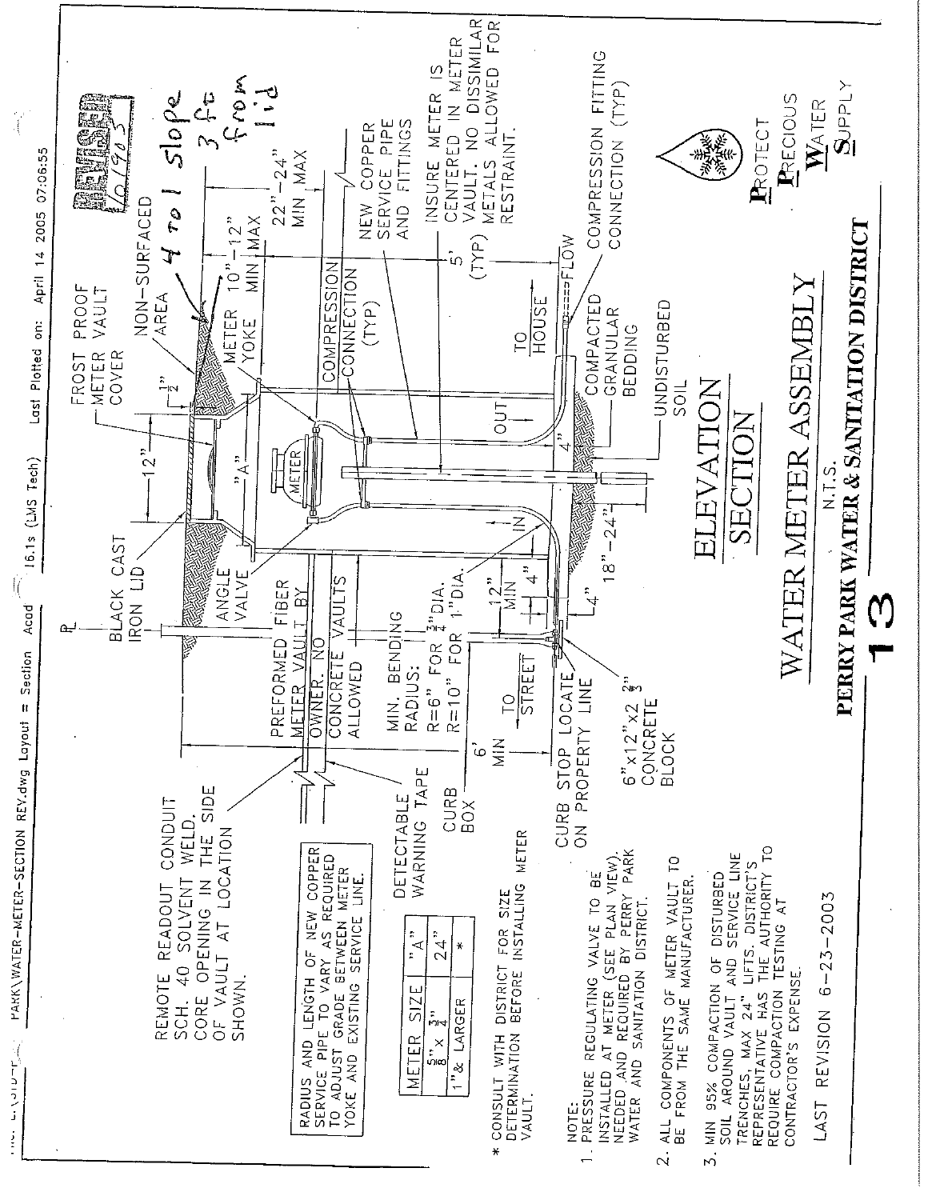FILE: L:\STD-PERRY PARK\WATER-METER-SECTION REV.dwg Layout = Section Acad 16.1s (LMS Tech) Last Plotted on: April 14 2005 07:06:55

REVISED 10/9/03

# ELEVATION SECTION

## WATER METER ASSEMBLY

N.T.S.

**PERRY PARK WATER & SANITATION DISTRICT**

# 13

REMOTE READOUT CONDUIT SCH. 40 SOLVENT WELD. CORE OPENING IN THE SIDE OF VAULT AT LOCATION SHOWN.

BLACK CAST IRON LID

FROST PROOF METER VAULT COVER

NON-SURFACED AREA

4 to 1 slope 3 ft from lid

12"

1/2"

METER YOKE

10"-12" MIN MAX

22"-24" MIN MAX

ANGLE VALVE

"A"

METER

PREFORMED FIBER METER VAULT BY OWNER. NO CONCRETE VAULTS ALLOWED

COMPRESSION CONNECTION (TYP)

NEW COPPER SERVICE PIPE AND FITTINGS

INSURE METER IS CENTERED IN METER VAULT. NO DISSIMILAR METALS ALLOWED FOR RESTRAINT.

5' (TYP)

MIN. BENDING RADIUS:
R=6" FOR 3/4" DIA.
R=10" FOR 1" DIA.

IN

OUT

TO HOUSE

FLOW

COMPRESSION FITTING CONNECTION (TYP)

COMPACTED GRANULAR BEDDING

UNDISTURBED SOIL

12" MIN

4"

4"

4"

18"-24"

6' MIN

TO STREET

CURB STOP LOCATE ON PROPERTY LINE

6"x12"x2 2" CONCRETE BLOCK

CURB BOX

DETECTABLE WARNING TAPE

RADIUS AND LENGTH OF NEW COPPER SERVICE PIPE TO VARY AS REQUIRED TO ADJUST GRADE BETWEEN METER YOKE AND EXISTING SERVICE LINE.

| METER SIZE | "A" |
|---|---|
| 5/8" x 3/4" | 24" |
| 1"& LARGER | * |

\* CONSULT WITH DISTRICT FOR SIZE DETERMINATION BEFORE INSTALLING METER VAULT.

NOTE:

1. PRESSURE REGULATING VALVE TO BE INSTALLED AT METER (SEE PLAN VIEW). NEEDED AND REQUIRED BY PERRY PARK WATER AND SANITATION DISTRICT.
2. ALL COMPONENTS OF METER VAULT TO BE FROM THE SAME MANUFACTURER.
3. MIN 95% COMPACTION OF DISTURBED SOIL AROUND VAULT AND SERVICE LINE TRENCHES, MAX 24" LIFTS. DISTRICT'S REPRESENTATIVE HAS THE AUTHORITY TO REQUIRE COMPACTION TESTING AT CONTRACTOR'S EXPENSE.

LAST REVISION 6-23-2003

**P**ROTECT **P**RECIOUS **W**ATER **S**UPPLY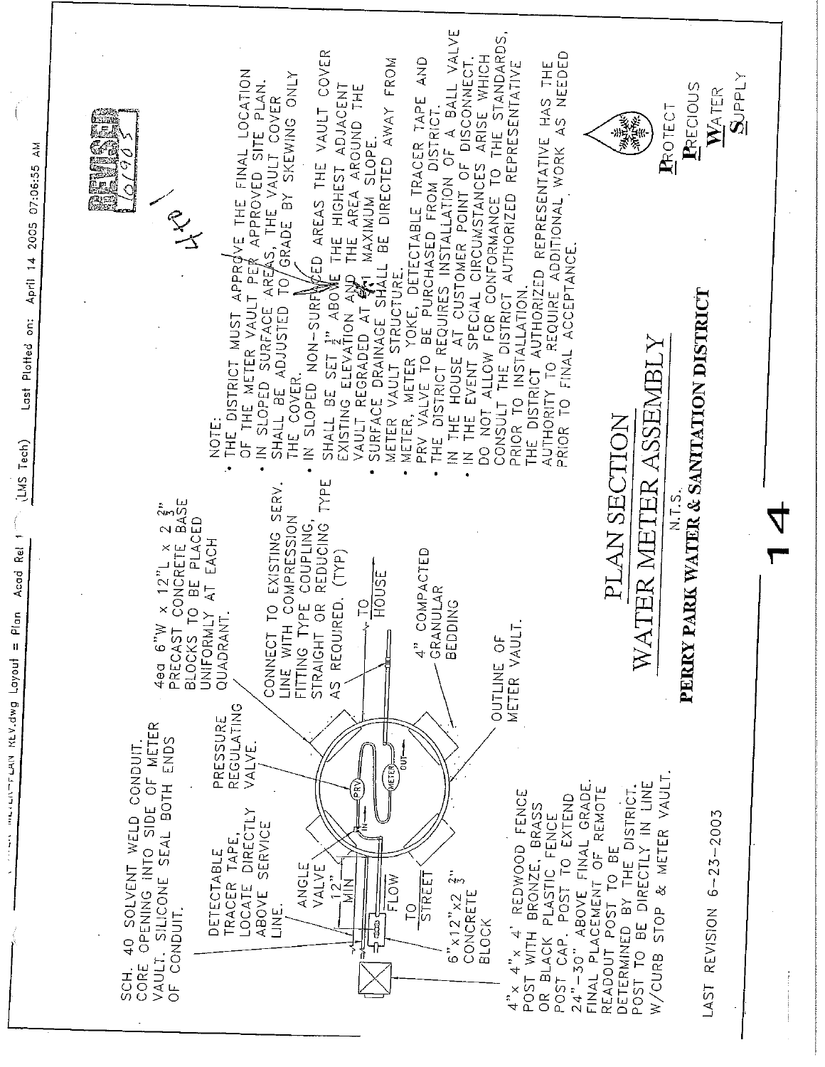SCH. 40 SOLVENT WELD CONDUIT. CORE OPENING INTO SIDE OF METER VAULT. SILICONE SEAL BOTH ENDS OF CONDUIT.

DETECTABLE TRACER TAPE, LOCATE DIRECTLY ABOVE SERVICE LINE.

PRESSURE REGULATING VALVE.

4ea 6"W x 12"L x 2 2/3" PRECAST CONCRETE BASE BLOCKS TO BE PLACED UNIFORMLY AT EACH QUADRANT.

CONNECT TO EXISTING SERV. LINE WITH COMPRESSION FITTING TYPE COUPLING, STRAIGHT OR REDUCING TYPE AS REQUIRED. (TYP)

TO HOUSE

4" COMPACTED GRANULAR BEDDING

OUTLINE OF METER VAULT.

ANGLE VALVE

12" MIN

FLOW

TO STREET

IN

OUT

PRV

METER

6"x12"x2 2/3" CONCRETE BLOCK

4"x 4"x 4' REDWOOD FENCE POST WITH BRONZE, BRASS OR BLACK PLASTIC FENCE POST CAP. POST TO EXTEND 24"-30" ABOVE FINAL GRADE. FINAL PLACEMENT OF REMOTE READOUT POST TO BE DETERMINED BY THE DISTRICT. POST TO BE DIRECTLY IN LINE W/CURB STOP & METER VAULT.

NOTE:

- THE DISTRICT MUST APPROVE THE FINAL LOCATION OF THE METER VAULT PER APPROVED SITE PLAN.
- IN SLOPED SURFACE AREAS, THE VAULT COVER SHALL BE ADJUSTED TO GRADE BY SKEWING ONLY THE COVER.
- IN SLOPED NON-SURFACED AREAS THE VAULT COVER SHALL BE SET 1/2" ABOVE THE HIGHEST ADJACENT EXISTING ELEVATION AND THE AREA AROUND THE VAULT REGRADED AT 4:1 MAXIMUM SLOPE.
- SURFACE DRAINAGE SHALL BE DIRECTED AWAY FROM METER VAULT STRUCTURE.
- METER, METER YOKE, DETECTABLE TRACER TAPE AND PRV VALVE TO BE PURCHASED FROM DISTRICT.
- THE DISTRICT REQUIRES INSTALLATION OF A BALL VALVE IN THE HOUSE AT CUSTOMER POINT OF DISCONNECT.
- IN THE EVENT SPECIAL CIRCUMSTANCES ARISE WHICH DO NOT ALLOW FOR CONFORMANCE TO THE STANDARDS, CONSULT THE DISTRICT AUTHORIZED REPRESENTATIVE PRIOR TO INSTALLATION.

THE DISTRICT AUTHORIZED REPRESENTATIVE HAS THE AUTHORITY TO REQUIRE ADDITIONAL WORK AS NEEDED PRIOR TO FINAL ACCEPTANCE.

# PLAN SECTION

## WATER METER ASSEMBLY

N.T.S.

**PERRY PARK WATER & SANITATION DISTRICT**

PROTECT PRECIOUS WATER SUPPLY

LAST REVISION 6-23-2003

REVISED 10/9/05

14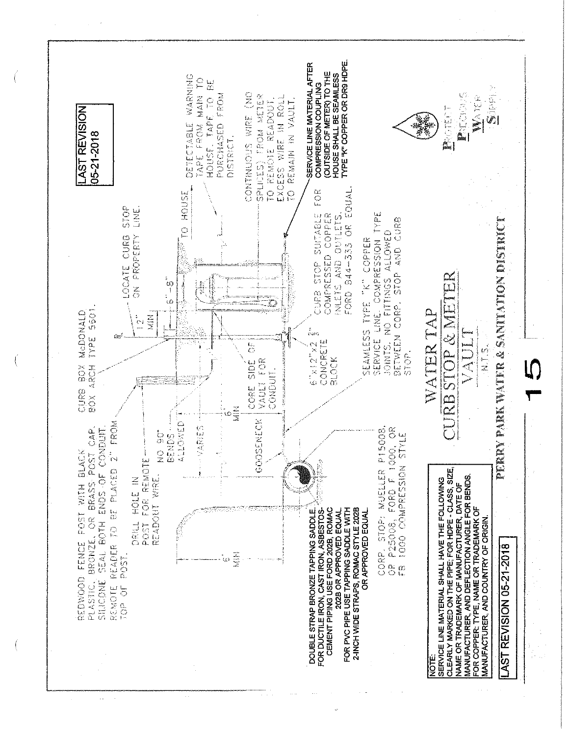LAST REVISION
05-21-2018

# WATER TAP
## CURB STOP & METER VAULT

N.T.S.

**PERRY PARK WATER & SANITATION DISTRICT**

REDWOOD FENCE POST WITH BLACK PLASTIC, BRONZE, OR BRASS POST CAP. SILICONE SEAL BOTH ENDS OF CONDUIT. REMOTE READER TO BE PLACED 2" FROM TOP OF POST.

DRILL HOLE IN POST FOR REMOTE READOUT WIRE.

NO 90° BENDS ALLOWED

VARIES

6' MIN

6' MIN

GOOSENECK

CURB BOX McDONALD BOX ARCH TYPE 5601.

12" MIN

6"-8"

LOCATE CURB STOP ON PROPERTY LINE.

TO HOUSE

DETECTABLE WARNING TAPE FROM MAIN TO HOUSE. TAPE TO BE PURCHASED FROM DISTRICT.

CONTINUOUS WIRE (NO SPLICES) FROM METER TO REMOTE READOUT. EXCESS WIRE IN ROLL TO REMAIN IN VAULT.

SERVICE LINE MATERIAL AFTER COMPRESSION COUPLING (OUTSIDE OF METER) TO THE HOUSE SHALL BE SEAMLESS TYPE "K" COPPER OR DR9 HDPE.

CORE SIDE OF VAULT FOR CONDUIT.

6"x12"x2" CONCRETE BLOCK

CURB STOP SUITABLE FOR COMPRESSED COPPER INLETS AND OUTLETS. FORD B44-333 OR EQUAL.

SEAMLESS TYPE "K" COPPER SERVICE LINE, COMPRESSION TYPE JOINTS. NO FITTINGS ALLOWED BETWEEN CORP. STOP AND CURB STOP.

DOUBLE STRAP BRONZE TAPPING SADDLE. FOR DUCTILE IRON, CAST IRON, ASBESTOS-CEMENT PIPING USE FORD 202B, ROMAC 202B OR APPROVED EQUAL. FOR PVC PIPE USE TAPPING SADDLE WITH 2-INCH WIDE STRAPS, ROMAC STYLE 202B OR APPROVED EQUAL.

CORP. STOP: MUELLER P15008, OR P25008, FORD F 1000, OR FB 1000 COMPRESSION STYLE

**NOTE:**
SERVICE LINE MATERIAL SHALL HAVE THE FOLLOWING CLEARLY MARKED ON THE PIPE: FOR HDPE - CLASS, SIZE, NAME OR TRADEMARK OF MANUFACTURER, DATE OF MANUFACTURER, AND DEFLECTION ANGLE FOR BENDS. FOR COPPER: TYPE, NAME OR TRADEMARK OF MANUFACTURER, AND COUNTRY OF ORIGIN.

LAST REVISION 05-21-2018

PROTECT PRECIOUS WATER SUPPLY

15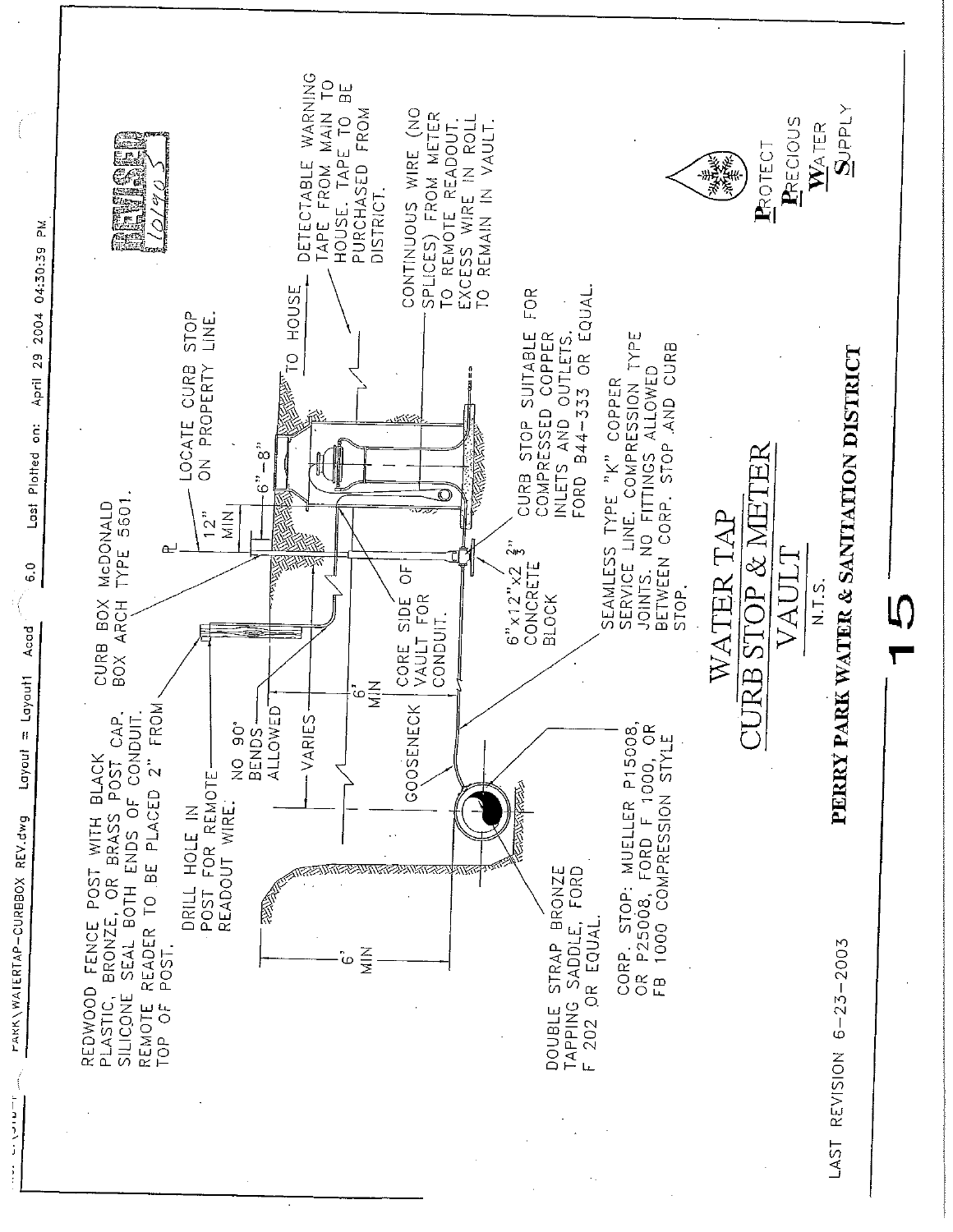# WATER TAP CURB STOP & METER VAULT

N.T.S.

**PERRY PARK WATER & SANITATION DISTRICT**

REDWOOD FENCE POST WITH BLACK PLASTIC, BRONZE, OR BRASS POST CAP. SILICONE SEAL BOTH ENDS OF CONDUIT. REMOTE READER TO BE PLACED 2" FROM TOP OF POST.

DRILL HOLE IN POST FOR REMOTE READOUT WIRE.

CURB BOX McDONALD BOX ARCH TYPE 5601.

LOCATE CURB STOP ON PROPERTY LINE.

12" MIN

6"-8"

TO HOUSE

DETECTABLE WARNING TAPE FROM MAIN TO HOUSE. TAPE TO BE PURCHASED FROM DISTRICT.

CONTINUOUS WIRE (NO SPLICES) FROM METER TO REMOTE READOUT. EXCESS WIRE IN ROLL TO REMAIN IN VAULT.

NO 90° BENDS ALLOWED

VARIES

6' MIN

GOOSENECK

CORE SIDE OF VAULT FOR CONDUIT.

6"x12"x2 3/4" CONCRETE BLOCK

CURB STOP SUITABLE FOR COMPRESSED COPPER INLETS AND OUTLETS. FORD B44-333 OR EQUAL.

SEAMLESS TYPE "K" COPPER SERVICE LINE. COMPRESSION TYPE JOINTS. NO FITTINGS ALLOWED BETWEEN CORP. STOP AND CURB STOP.

6' MIN

DOUBLE STRAP BRONZE TAPPING SADDLE, FORD F 202 OR EQUAL.

CORP. STOP: MUELLER P15008, OR P25008, FORD F 1000, OR FB 1000 COMPRESSION STYLE

**P**ROTECT **P**RECIOUS **W**ATER **S**UPPLY

REVISED 10/9/03

LAST REVISION 6-23-2003

15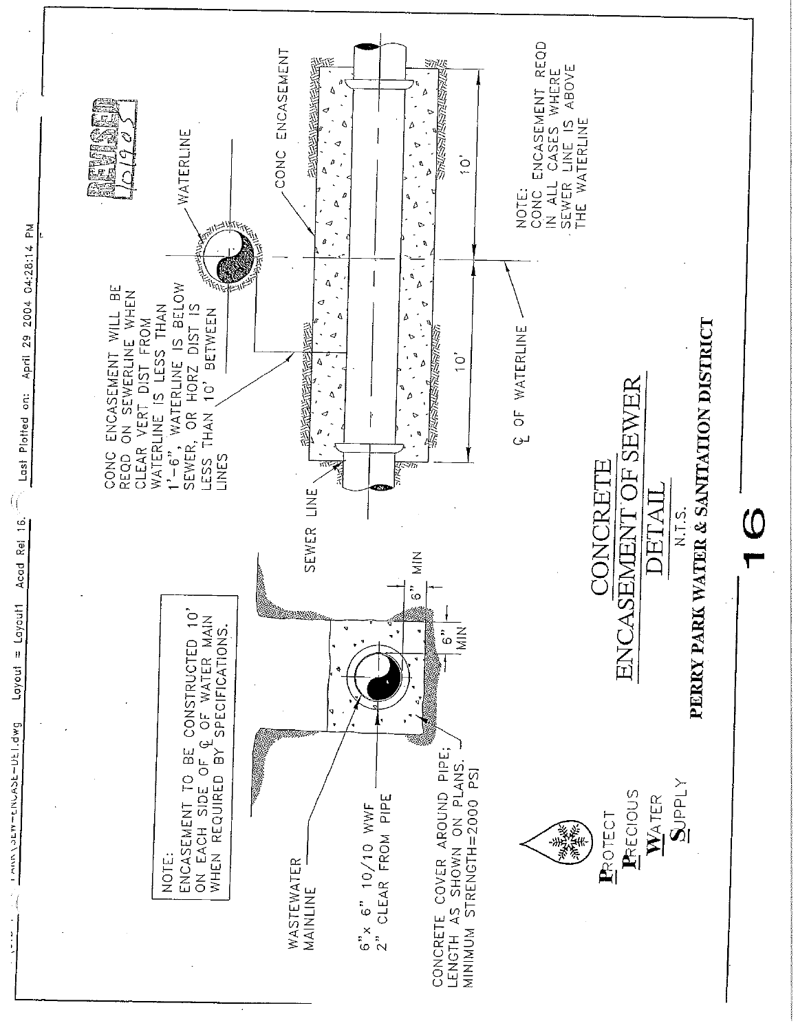Last Plotted on: April 29 2004 04:28:14 PM

REVISED 10/19/05

NOTE:
ENCASEMENT TO BE CONSTRUCTED 10' ON EACH SIDE OF ℄ OF WATER MAIN WHEN REQUIRED BY SPECIFICATIONS.

WASTEWATER MAINLINE

6" MIN

6" MIN

6"x 6" 10/10 WWF
2" CLEAR FROM PIPE

CONCRETE COVER AROUND PIPE; LENGTH AS SHOWN ON PLANS. MINIMUM STRENGTH=2000 PSI

CONC ENCASEMENT WILL BE REQD ON SEWERLINE WHEN CLEAR VERT DIST FROM WATERLINE IS LESS THAN 1'-6", WATERLINE IS BELOW SEWER, OR HORZ DIST IS LESS THAN 10' BETWEEN LINES

WATERLINE

CONC ENCASEMENT

SEWER LINE

10'

10'

℄ OF WATERLINE

NOTE:
CONC ENCASEMENT REQD IN ALL CASES WHERE SEWER LINE IS ABOVE THE WATERLINE

# CONCRETE ENCASEMENT OF SEWER DETAIL

N.T.S.

**PERRY PARK WATER & SANITATION DISTRICT**

**P**ROTECT
**P**RECIOUS
**W**ATER
**S**UPPLY

16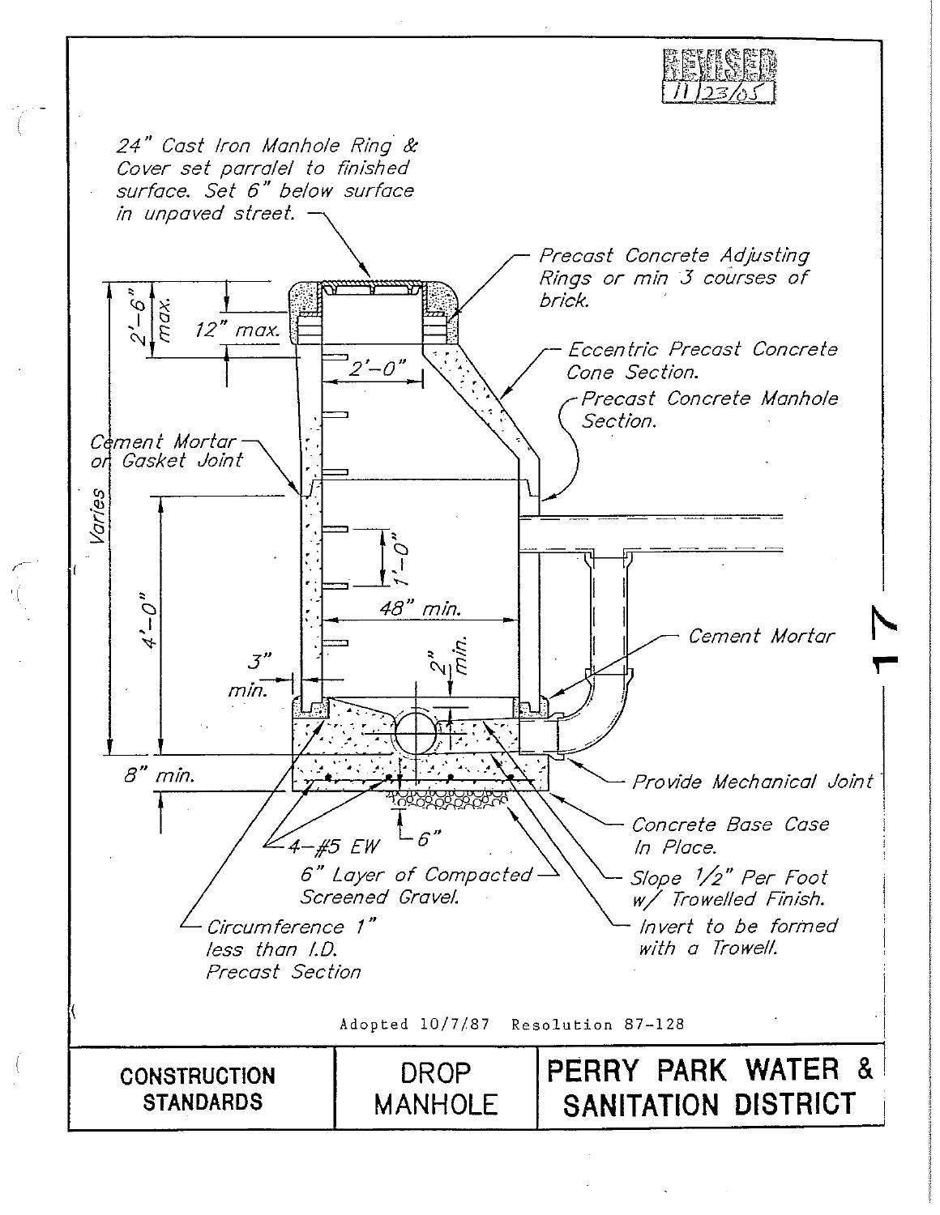REVISED 11/23/05

24" Cast Iron Manhole Ring & Cover set parralel to finished surface. Set 6" below surface in unpaved street.

Precast Concrete Adjusting Rings or min 3 courses of brick.

Eccentric Precast Concrete Cone Section.

Precast Concrete Manhole Section.

Cement Mortar or Gasket Joint

2'-6" max.

12" max.

2'-0"

Varies

4'-0"

1'-0"

48" min.

3" min.

2" min.

Cement Mortar

8" min.

Provide Mechanical Joint

Concrete Base Case In Place.

4-#5 EW

6"

6" Layer of Compacted Screened Gravel.

Slope 1/2" Per Foot w/ Trowelled Finish.

Circumference 1" less than I.D. Precast Section

Invert to be formed with a Trowell.

Adopted 10/7/87 Resolution 87-128

| CONSTRUCTION STANDARDS | DROP MANHOLE | PERRY PARK WATER & SANITATION DISTRICT |
|---|---|---|

17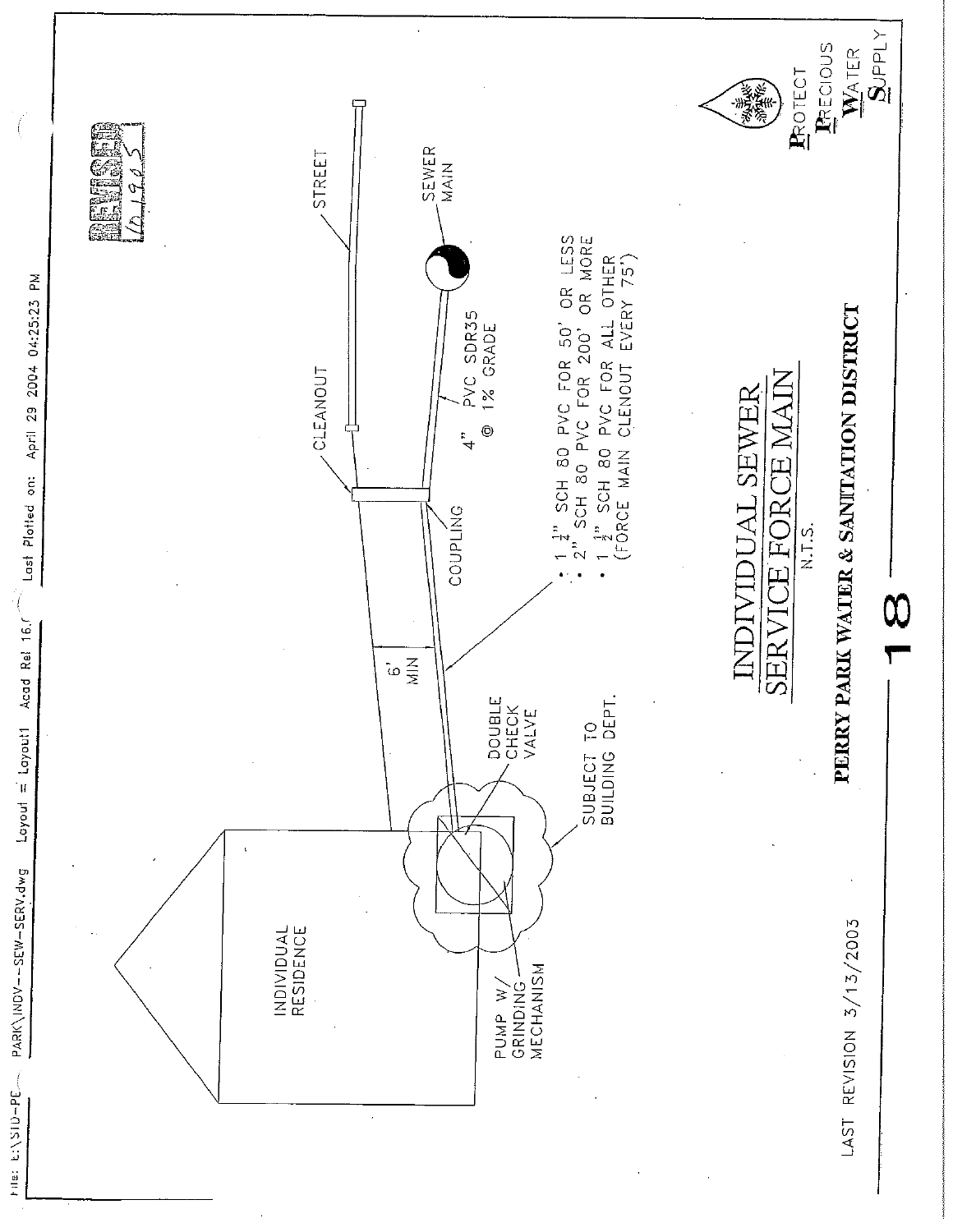File: L:\STD-PE PARK\INDV--SEW-SERV.dwg Layout = Layout1 Acad Rel 16.0 Last Plotted on: April 29 2004 04:25:23 PM

REVISED 10/19/05

STREET

CLEANOUT

SEWER MAIN

4" PVC SDR35 @ 1% GRADE

COUPLING

6' MIN

- $1\frac{1}{4}$" SCH 80 PVC FOR 50' OR LESS
- 2" SCH 80 PVC FOR 200' OR MORE
- $1\frac{1}{2}$" SCH 80 PVC FOR ALL OTHER (FORCE MAIN CLENOUT EVERY 75')

DOUBLE CHECK VALVE

SUBJECT TO BUILDING DEPT.

INDIVIDUAL RESIDENCE

PUMP W/ GRINDING MECHANISM

# INDIVIDUAL SEWER SERVICE FORCE MAIN

N.T.S.

**PERRY PARK WATER & SANITATION DISTRICT**

**P**ROTECT **P**RECIOUS **W**ATER **S**UPPLY

18

LAST REVISION 3/13/2003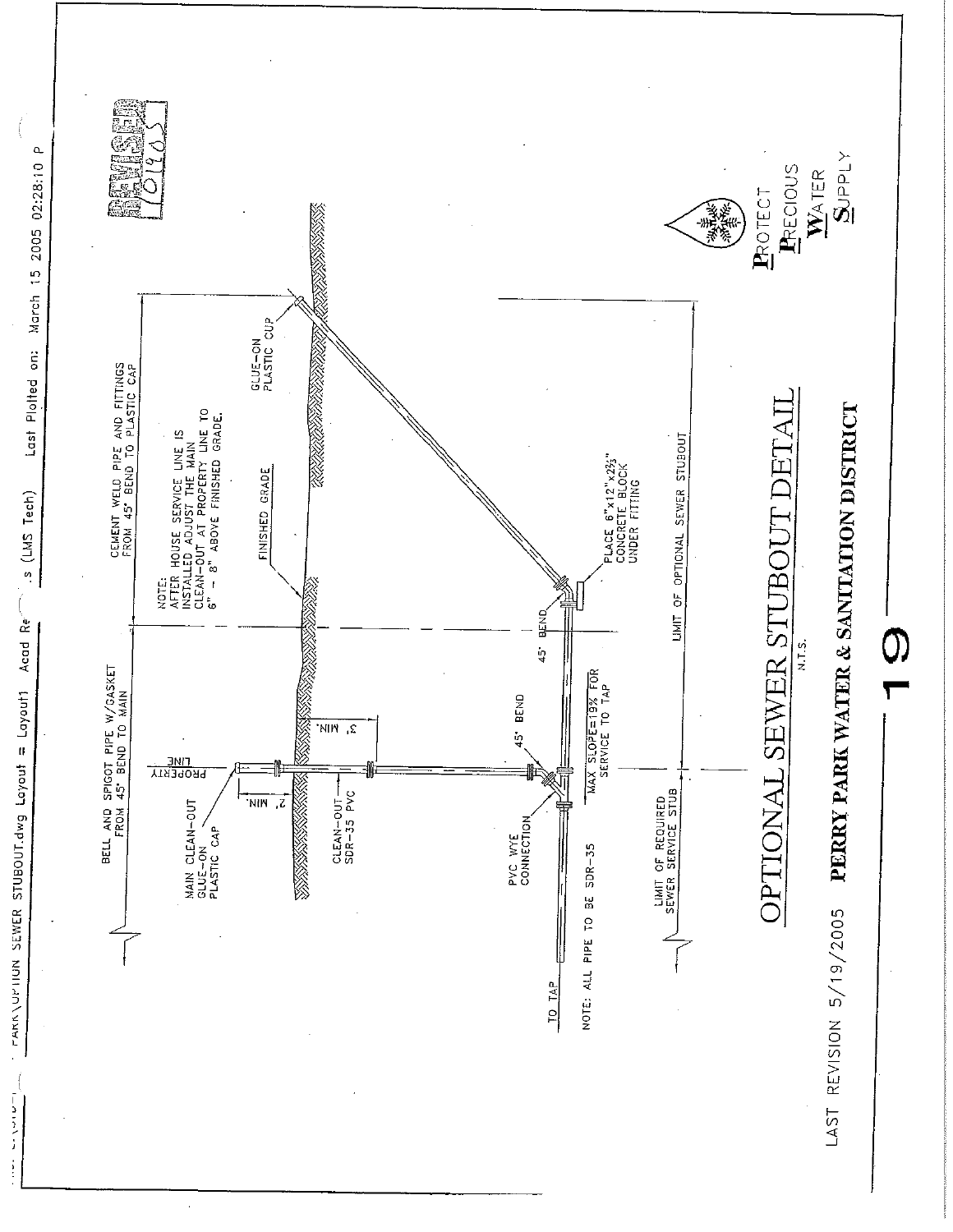# OPTIONAL SEWER STUBOUT DETAIL

N.T.S.

**PERRY PARK WATER & SANITATION DISTRICT**

LAST REVISION 5/19/2005

REVISED 01/05

BELL AND SPIGOT PIPE W/GASKET FROM 45° BEND TO MAIN

CEMENT WELD PIPE AND FITTINGS FROM 45° BEND TO PLASTIC CAP

NOTE: AFTER HOUSE SERVICE LINE IS INSTALLED ADJUST THE MAIN CLEAN-OUT AT PROPERTY LINE TO 6" – 8" ABOVE FINISHED GRADE.

FINISHED GRADE

GLUE-ON PLASTIC CUP

PROPERTY LINE

2' MIN.

3' MIN.

MAIN CLEAN-OUT GLUE-ON PLASTIC CAP

CLEAN-OUT SDR-35 PVC

PVC WYE CONNECTION

45° BEND

45° BEND

PLACE 6"x12"x2½" CONCRETE BLOCK UNDER FITTING

MAX SLOPE=19% FOR SERVICE TO TAP

TO TAP

NOTE: ALL PIPE TO BE SDR-35

LIMIT OF REQUIRED SEWER SERVICE STUB

LIMIT OF OPTIONAL SEWER STUBOUT

**P**ROTECT **P**RECIOUS **W**ATER **S**UPPLY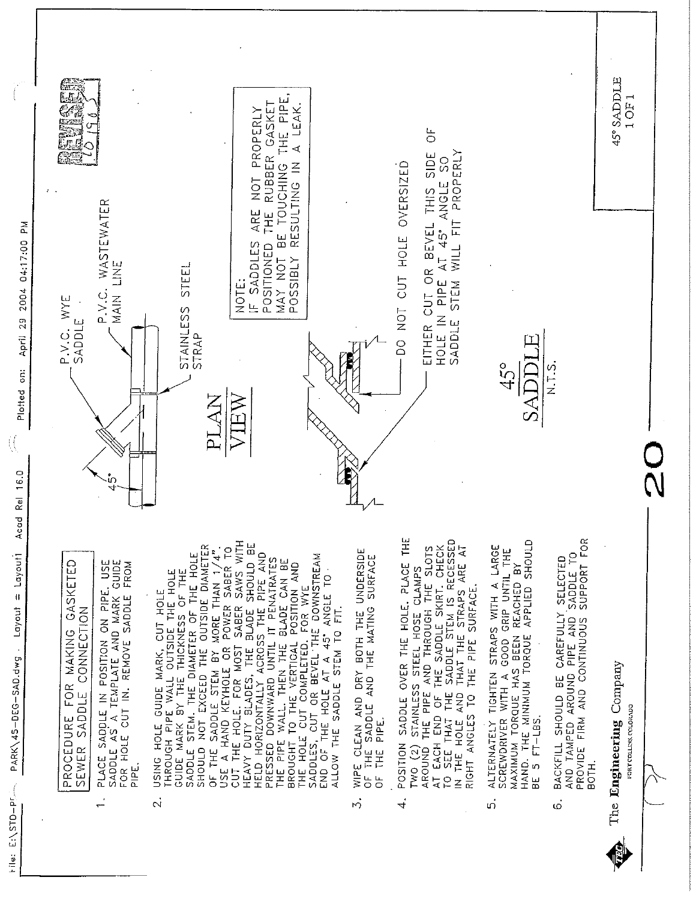## PROCEDURE FOR MAKING GASKETED SEWER SADDLE CONNECTION

1. PLACE SADDLE IN POSITION ON PIPE. USE SADDLE AS A TEMPLATE AND MARK GUIDE FOR HOLE CUT IN. REMOVE SADDLE FROM PIPE.

2. USING HOLE GUIDE MARK, CUT HOLE THROUGH PIPE WALL OUTSIDE THE HOLE GUIDE MARK BY THE THICKNESS OF THE SADDLE STEM. THE DIAMETER OF THE HOLE SHOULD NOT EXCEED THE OUTSIDE DIAMETER OF THE SADDLE STEM BY MORE THAN 1/4". USE A HAND KEYHOLE OR POWER SABER TO CUT THE HOLE. FOR MOST SABER SAWS WITH HEAVY DUTY BLADES, THE BLADE SHOULD BE HELD HORIZONTALLY ACROSS THE PIPE AND PRESSED DOWNWARD UNTIL IT PENATRATES THE PIPE WALL. THEN THE BLADE CAN BE BROUGHT TO THE VERTICAL POSITION AND THE HOLE CUT COMPLETED. FOR WYE SADDLES, CUT OR BEVEL THE DOWNSTREAM END OF THE HOLE AT A 45° ANGLE TO ALLOW THE SADDLE STEM TO FIT.

3. WIPE CLEAN AND DRY BOTH THE UNDERSIDE OF THE SADDLE AND THE MATING SURFACE OF THE PIPE.

4. POSITION SADDLE OVER THE HOLE. PLACE THE TWO (2) STAINLESS STEEL HOSE CLAMPS AROUND THE PIPE AND THROUGH THE SLOTS AT EACH END OF THE SADDLE SKIRT. CHECK TO SEE THAT THE SADDLE STEM IS RECESSED IN THE HOLE AND THAT THE STRAPS ARE AT RIGHT ANGLES TO THE PIPE SURFACE.

5. ALTERNATELY TIGHTEN STRAPS WITH A LARGE SCREWDRIVER WITH A GOOD GRIP UNTIL THE MAXIMUM TORQUE HAS BEEN REACHED BY HAND. THE MINIMUM TORQUE APPLIED SHOULD BE 5 FT-LBS.

6. BACKFILL SHOULD BE CAREFULLY SELECTED AND TAMPED AROUND PIPE AND SADDLE TO PROVIDE FIRM AND CONTINUOUS SUPPORT FOR BOTH.

P.V.C. WYE SADDLE

P.V.C. WASTEWATER MAIN LINE

STAINLESS STEEL STRAP

45°

PLAN VIEW

DO NOT CUT HOLE OVERSIZED

EITHER CUT OR BEVEL THIS SIDE OF HOLE IN PIPE AT 45° ANGLE SO SADDLE STEM WILL FIT PROPERLY

NOTE:
IF SADDLES ARE NOT PROPERLY POSITIONED THE RUBBER GASKET MAY NOT BE TOUCHING THE PIPE, POSSIBLY RESULTING IN A LEAK.

REVISED 10/96

# 45° SADDLE

N.T.S.

The Engineering Company
FORT COLLINS, COLORADO

20

45° SADDLE
1 OF 1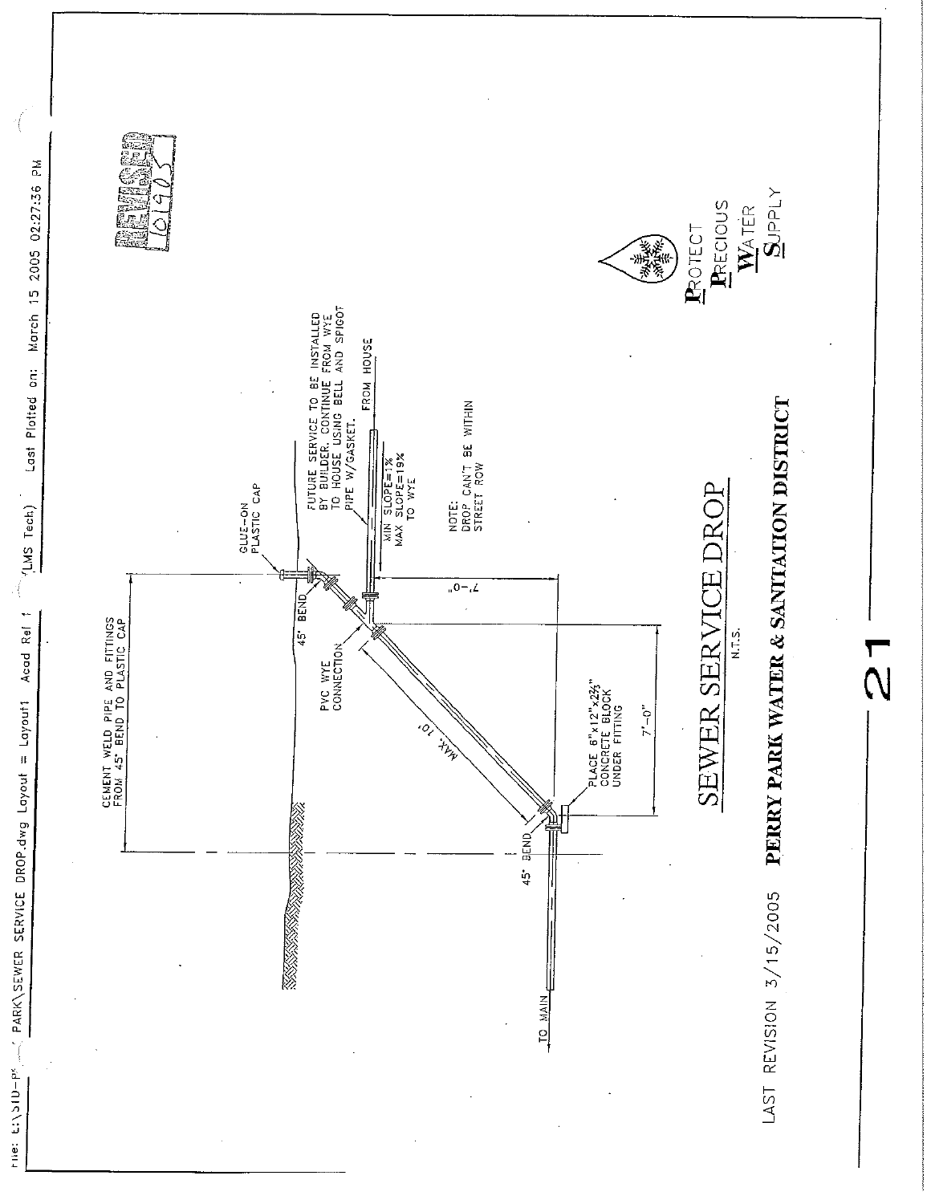File: E:\STD-P... PARK\SEWER SERVICE DROP.dwg Layout = Layout1 Acad Rel 1 (LMS Tech) Last Plotted on: March 15 2005 02:27:36 PM

REVISED 10/9/05

CEMENT WELD PIPE AND FITTINGS FROM 45° BEND TO PLASTIC CAP

GLUE-ON PLASTIC CAP

45° BEND

FUTURE SERVICE TO BE INSTALLED BY BUILDER. CONTINUE FROM WYE TO HOUSE USING BELL AND SPIGOT PIPE W/GASKET.

FROM HOUSE

MIN SLOPE=1%
MAX SLOPE=19%
TO WYE

7'-0"

PVC WYE CONNECTION

MAX. 10'

7'-0"

NOTE:
DROP CAN'T BE WITHIN STREET ROW

45° BEND

PLACE 6"x12"x24" CONCRETE BLOCK UNDER FITTING

TO MAIN

# SEWER SERVICE DROP

N.T.S.

LAST REVISION 3/15/2005 **PERRY PARK WATER & SANITATION DISTRICT**

**P**ROTECT **P**RECIOUS **W**ATER **S**UPPLY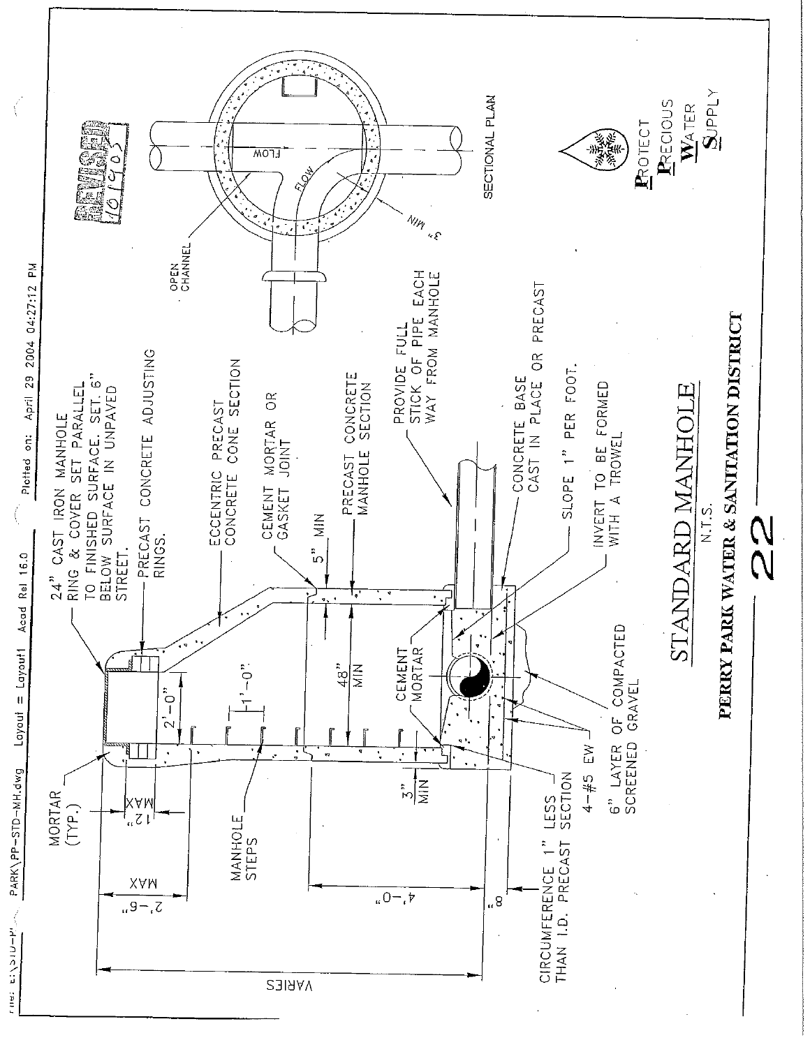File: E:\STD-P... PARK\PP-STD-MH.dwg Layout = Layout1 Acad Rel 16.0 Plotted on: April 29 2004 04:27:12 PM

REVISED 10/9/05

24" CAST IRON MANHOLE RING & COVER SET PARALLEL TO FINISHED SURFACE. SET 6" BELOW SURFACE IN UNPAVED STREET.

PRECAST CONCRETE ADJUSTING RINGS.

ECCENTRIC PRECAST CONCRETE CONE SECTION

CEMENT MORTAR OR GASKET JOINT

PRECAST CONCRETE MANHOLE SECTION

PROVIDE FULL STICK OF PIPE EACH WAY FROM MANHOLE

CONCRETE BASE CAST IN PLACE OR PRECAST

SLOPE 1" PER FOOT.

INVERT TO BE FORMED WITH A TROWEL

MORTAR (TYP.)

12" MAX

2'-6" MAX

2'-0"

1'-0"

MANHOLE STEPS

4'-0"

48" MIN

5" MIN

3" MIN

8"

CEMENT MORTAR

CEMENT MORTAR

VARIES

CIRCUMFERENCE 1" LESS THAN I.D. PRECAST SECTION

4-#5 EW

6" LAYER OF COMPACTED SCREENED GRAVEL

OPEN CHANNEL

FLOW

FLOW

3" MIN

SECTIONAL PLAN

**P**ROTECT **P**RECIOUS **W**ATER **S**UPPLY

# STANDARD MANHOLE

N.T.S.

**PERRY PARK WATER & SANITATION DISTRICT**

22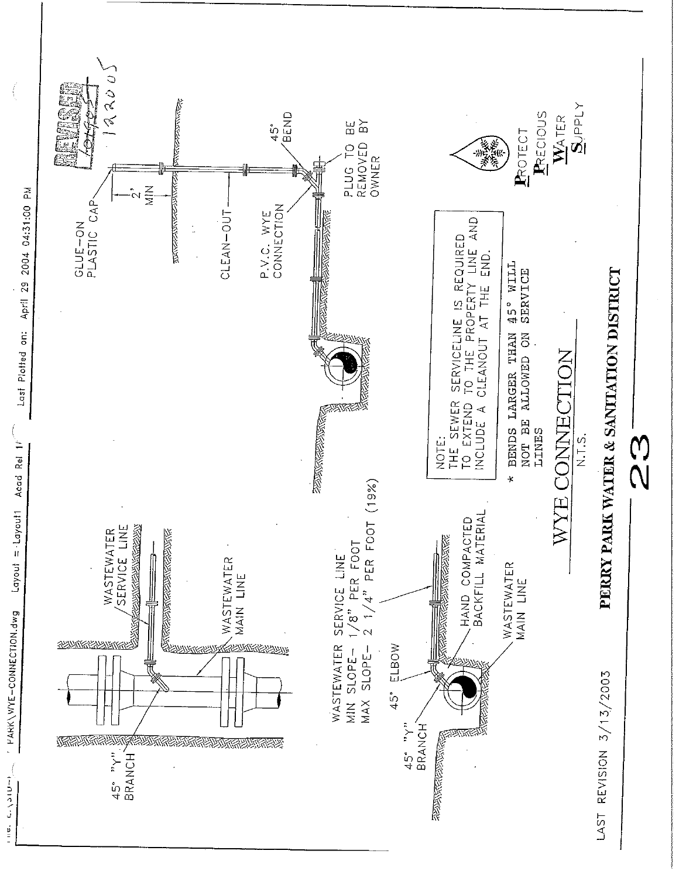File: ...PARK\WYE-CONNECTION.dwg Layout = Layout1 Acad Rel 1 Last Plotted on: April 29 2004 04:31:00 PM

REVISED 12-2005

45° "Y" BRANCH

WASTEWATER SERVICE LINE

WASTEWATER MAIN LINE

45° ELBOW

45° "Y" BRANCH

HAND COMPACTED BACKFILL MATERIAL

WASTEWATER MAIN LINE

WASTEWATER SERVICE LINE
MIN SLOPE- 1/8" PER FOOT
MAX SLOPE- 2 1/4" PER FOOT (19%)

GLUE-ON PLASTIC CAP

2' MIN

CLEAN-OUT

P.V.C. WYE CONNECTION

45° BEND

PLUG TO BE REMOVED BY OWNER

NOTE:
THE SEWER SERVICELINE IS REQUIRED TO EXTEND TO THE PROPERTY LINE AND INCLUDE A CLEANOUT AT THE END.

* BENDS LARGER THAN 45° WILL NOT BE ALLOWED ON SERVICE LINES

**P**ROTECT **P**RECIOUS **W**ATER **S**UPPLY

# WYE CONNECTION

N.T.S.

**PERRY PARK WATER & SANITATION DISTRICT**

23

LAST REVISION 3/13/2003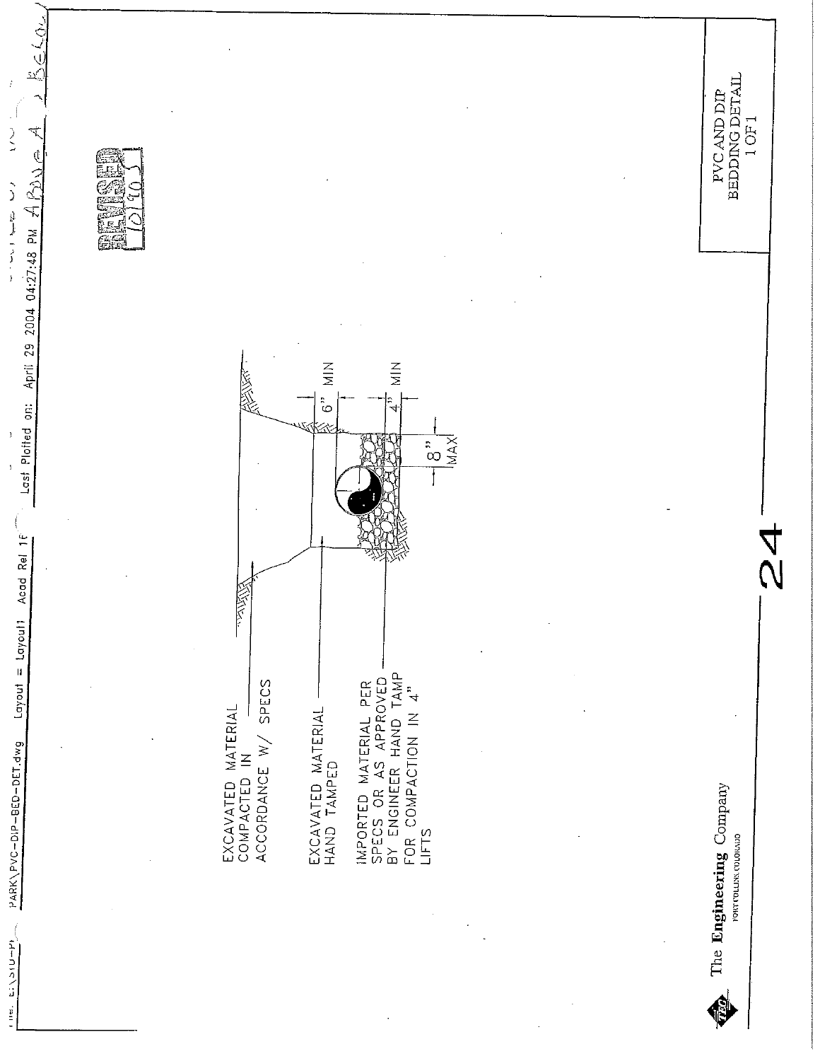EXCAVATED MATERIAL COMPACTED IN ACCORDANCE W/ SPECS

EXCAVATED MATERIAL HAND TAMPED

IMPORTED MATERIAL PER SPECS OR AS APPROVED BY ENGINEER HAND TAMP FOR COMPACTION IN 4" LIFTS

6" MIN

4" MIN

8" MAX

REVISED 10/9/03

PVC AND DIP BEDDING DETAIL 1 OF 1

The Engineering Company
FORT COLLINS, COLORADO

24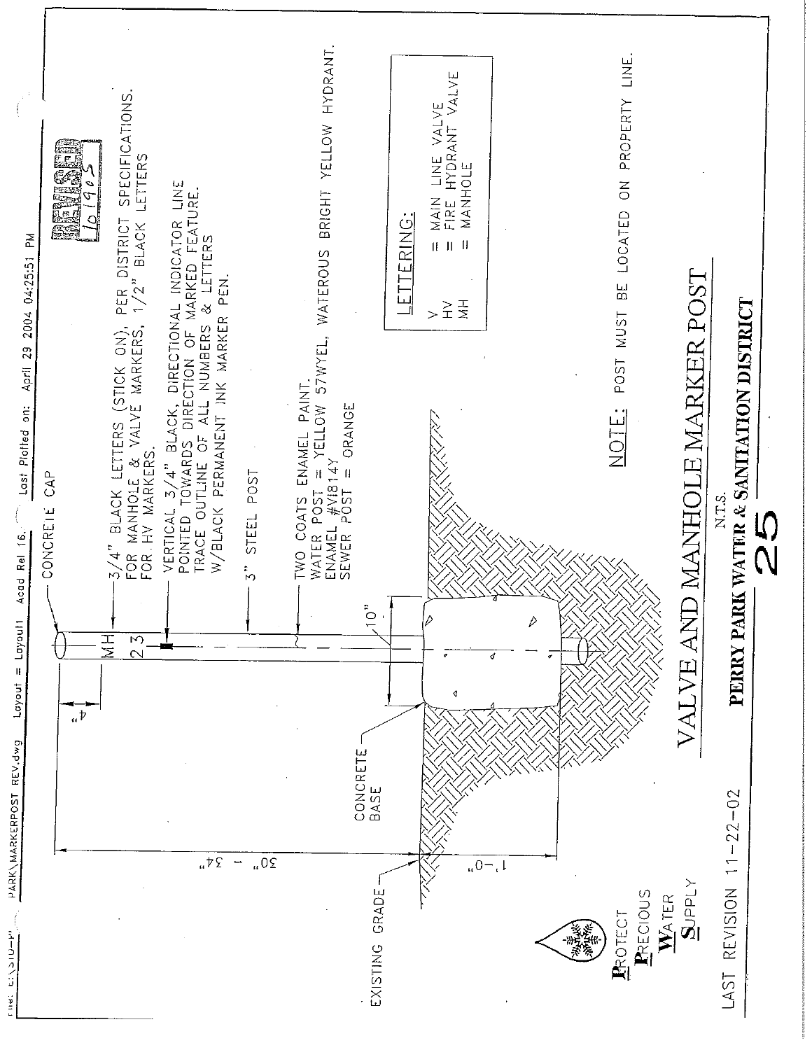File: ...\PARK\MARKERPOST REV.dwg Layout = Layout1 Acad Rel 16. Last Plotted on: April 29 2004 04:25:51 PM

REVISED 10/9/05

CONCRETE CAP

3/4" BLACK LETTERS (STICK ON), PER DISTRICT SPECIFICATIONS. FOR MANHOLE & VALVE MARKERS, 1/2" BLACK LETTERS FOR HV MARKERS.

VERTICAL 3/4" BLACK, DIRECTIONAL INDICATOR LINE POINTED TOWARDS DIRECTION OF MARKED FEATURE. TRACE OUTLINE OF ALL NUMBERS & LETTERS W/BLACK PERMANENT INK MARKER PEN.

3" STEEL POST

TWO COATS ENAMEL PAINT.
WATER POST = YELLOW 57WYEL, WATEROUS BRIGHT YELLOW HYDRANT.
ENAMEL #V1814Y
SEWER POST = ORANGE

MH
23

4"

10"

30" - 34"

1'-0"

EXISTING GRADE

CONCRETE BASE

LETTERING:

V = MAIN LINE VALVE
HV = FIRE HYDRANT VALVE
MH = MANHOLE

NOTE: POST MUST BE LOCATED ON PROPERTY LINE.

# VALVE AND MANHOLE MARKER POST

N.T.S.

**PERRY PARK WATER & SANITATION DISTRICT**

25

**P**ROTECT
**P**RECIOUS
**W**ATER
**S**UPPLY

LAST REVISION 11-22-02